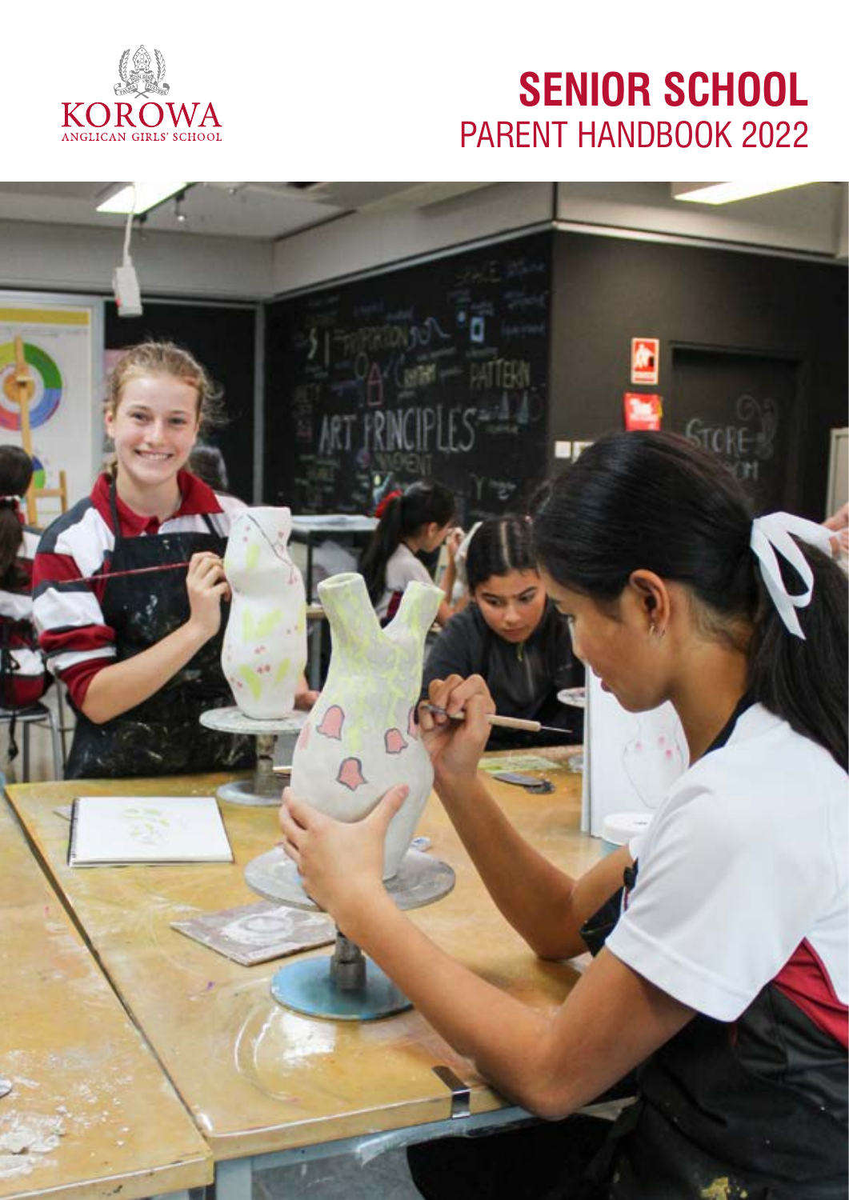KOROWA
ANGLICAN GIRLS' SCHOOL

# SENIOR SCHOOL
## PARENT HANDBOOK 2022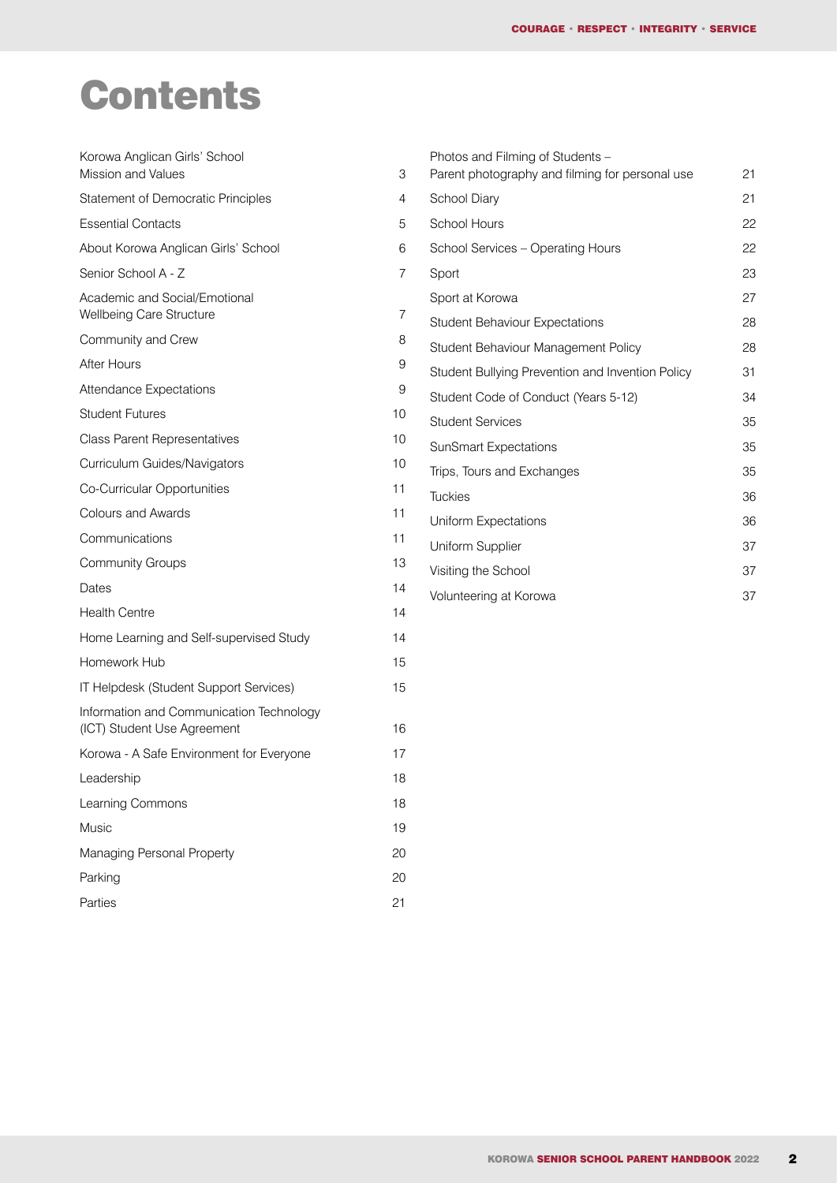# Contents

| | |
|---|---|
| Korowa Anglican Girls' School Mission and Values | 3 |
| Statement of Democratic Principles | 4 |
| Essential Contacts | 5 |
| About Korowa Anglican Girls' School | 6 |
| Senior School A - Z | 7 |
| Academic and Social/Emotional Wellbeing Care Structure | 7 |
| Community and Crew | 8 |
| After Hours | 9 |
| Attendance Expectations | 9 |
| Student Futures | 10 |
| Class Parent Representatives | 10 |
| Curriculum Guides/Navigators | 10 |
| Co-Curricular Opportunities | 11 |
| Colours and Awards | 11 |
| Communications | 11 |
| Community Groups | 13 |
| Dates | 14 |
| Health Centre | 14 |
| Home Learning and Self-supervised Study | 14 |
| Homework Hub | 15 |
| IT Helpdesk (Student Support Services) | 15 |
| Information and Communication Technology (ICT) Student Use Agreement | 16 |
| Korowa - A Safe Environment for Everyone | 17 |
| Leadership | 18 |
| Learning Commons | 18 |
| Music | 19 |
| Managing Personal Property | 20 |
| Parking | 20 |
| Parties | 21 |
| Photos and Filming of Students – Parent photography and filming for personal use | 21 |
| School Diary | 21 |
| School Hours | 22 |
| School Services – Operating Hours | 22 |
| Sport | 23 |
| Sport at Korowa | 27 |
| Student Behaviour Expectations | 28 |
| Student Behaviour Management Policy | 28 |
| Student Bullying Prevention and Invention Policy | 31 |
| Student Code of Conduct (Years 5-12) | 34 |
| Student Services | 35 |
| SunSmart Expectations | 35 |
| Trips, Tours and Exchanges | 35 |
| Tuckies | 36 |
| Uniform Expectations | 36 |
| Uniform Supplier | 37 |
| Visiting the School | 37 |
| Volunteering at Korowa | 37 |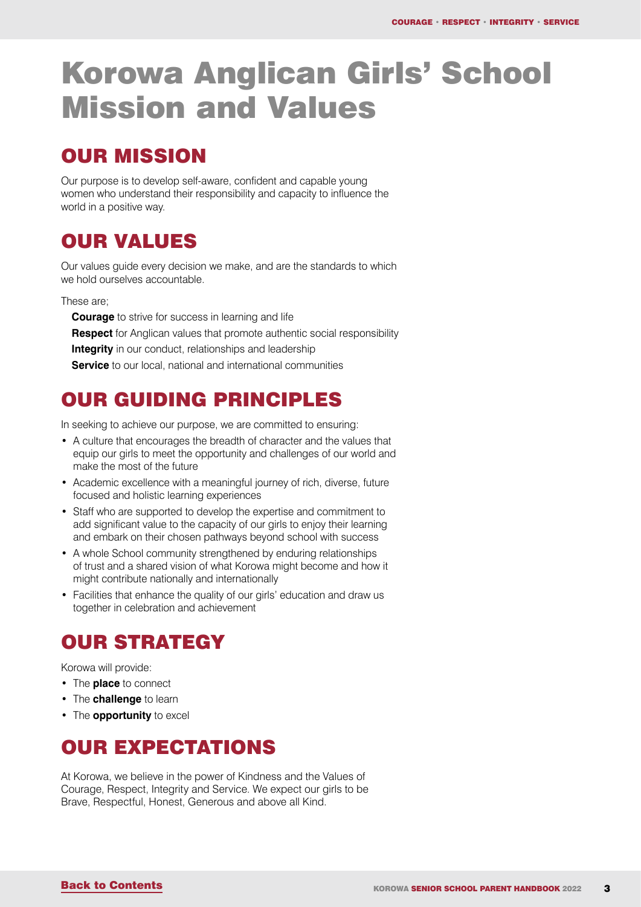# Korowa Anglican Girls' School Mission and Values

## OUR MISSION

Our purpose is to develop self-aware, confident and capable young women who understand their responsibility and capacity to influence the world in a positive way.

## OUR VALUES

Our values guide every decision we make, and are the standards to which we hold ourselves accountable.

These are;

**Courage** to strive for success in learning and life

**Respect** for Anglican values that promote authentic social responsibility

**Integrity** in our conduct, relationships and leadership

**Service** to our local, national and international communities

## OUR GUIDING PRINCIPLES

In seeking to achieve our purpose, we are committed to ensuring:

- A culture that encourages the breadth of character and the values that equip our girls to meet the opportunity and challenges of our world and make the most of the future
- Academic excellence with a meaningful journey of rich, diverse, future focused and holistic learning experiences
- Staff who are supported to develop the expertise and commitment to add significant value to the capacity of our girls to enjoy their learning and embark on their chosen pathways beyond school with success
- A whole School community strengthened by enduring relationships of trust and a shared vision of what Korowa might become and how it might contribute nationally and internationally
- Facilities that enhance the quality of our girls' education and draw us together in celebration and achievement

## OUR STRATEGY

Korowa will provide:

- The **place** to connect
- The **challenge** to learn
- The **opportunity** to excel

## OUR EXPECTATIONS

At Korowa, we believe in the power of Kindness and the Values of Courage, Respect, Integrity and Service. We expect our girls to be Brave, Respectful, Honest, Generous and above all Kind.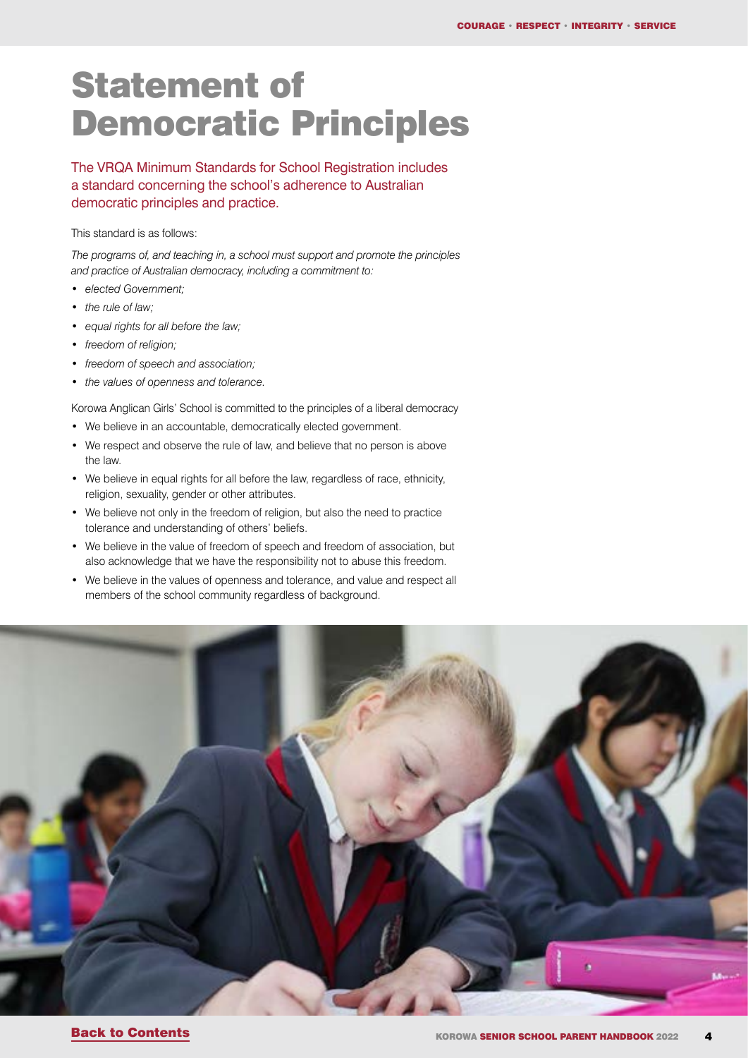# Statement of Democratic Principles

The VRQA Minimum Standards for School Registration includes a standard concerning the school's adherence to Australian democratic principles and practice.

This standard is as follows:

*The programs of, and teaching in, a school must support and promote the principles and practice of Australian democracy, including a commitment to:*

- *elected Government;*
- *the rule of law;*
- *equal rights for all before the law;*
- *freedom of religion;*
- *freedom of speech and association;*
- *the values of openness and tolerance.*

Korowa Anglican Girls' School is committed to the principles of a liberal democracy

- We believe in an accountable, democratically elected government.
- We respect and observe the rule of law, and believe that no person is above the law.
- We believe in equal rights for all before the law, regardless of race, ethnicity, religion, sexuality, gender or other attributes.
- We believe not only in the freedom of religion, but also the need to practice tolerance and understanding of others' beliefs.
- We believe in the value of freedom of speech and freedom of association, but also acknowledge that we have the responsibility not to abuse this freedom.
- We believe in the values of openness and tolerance, and value and respect all members of the school community regardless of background.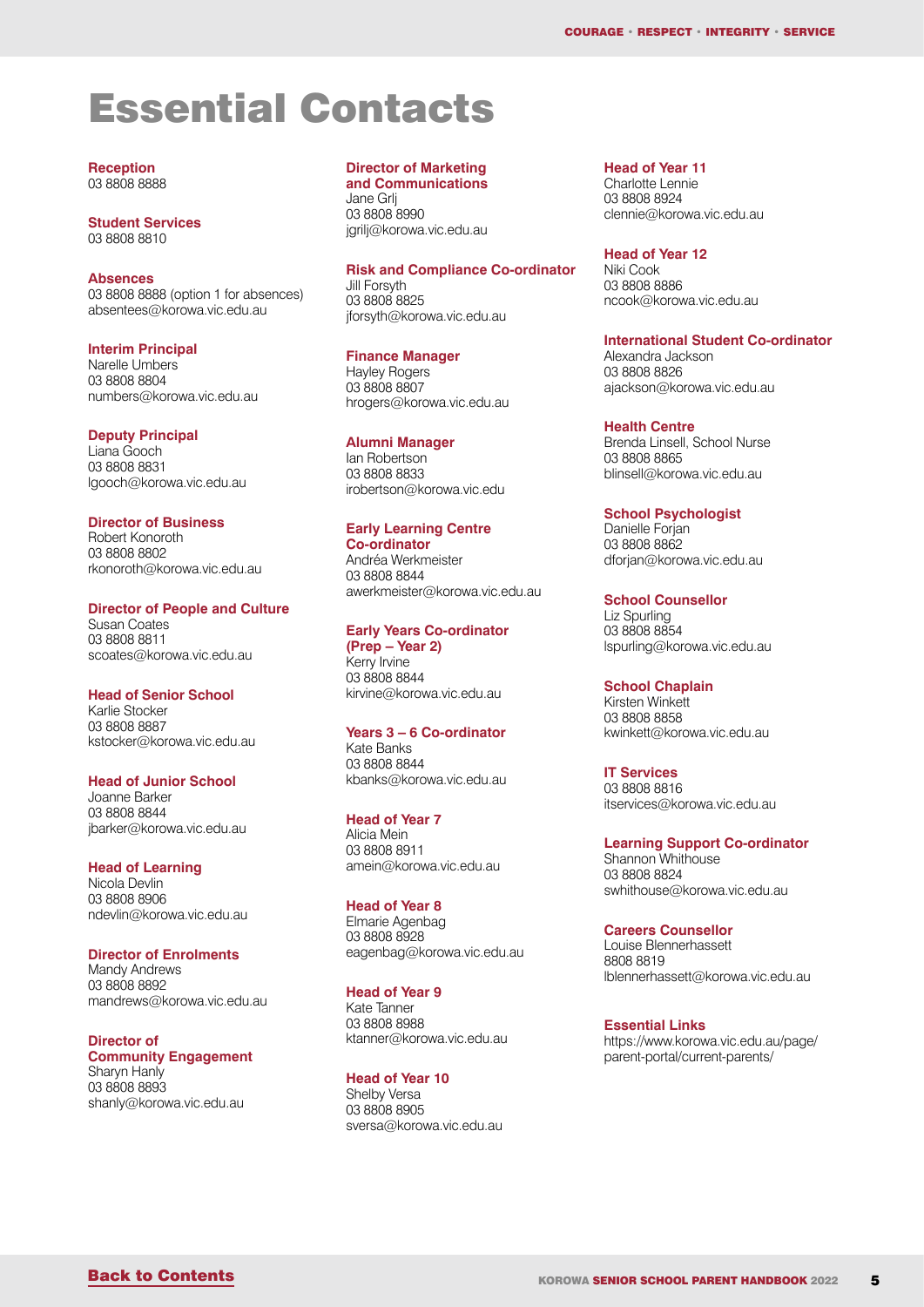# Essential Contacts

**Reception**
03 8808 8888

**Student Services**
03 8808 8810

**Absences**
03 8808 8888 (option 1 for absences)
absentees@korowa.vic.edu.au

**Interim Principal**
Narelle Umbers
03 8808 8804
numbers@korowa.vic.edu.au

**Deputy Principal**
Liana Gooch
03 8808 8831
lgooch@korowa.vic.edu.au

**Director of Business**
Robert Konoroth
03 8808 8802
rkonoroth@korowa.vic.edu.au

**Director of People and Culture**
Susan Coates
03 8808 8811
scoates@korowa.vic.edu.au

**Head of Senior School**
Karlie Stocker
03 8808 8887
kstocker@korowa.vic.edu.au

**Head of Junior School**
Joanne Barker
03 8808 8844
jbarker@korowa.vic.edu.au

**Head of Learning**
Nicola Devlin
03 8808 8906
ndevlin@korowa.vic.edu.au

**Director of Enrolments**
Mandy Andrews
03 8808 8892
mandrews@korowa.vic.edu.au

**Director of Community Engagement**
Sharyn Hanly
03 8808 8893
shanly@korowa.vic.edu.au

**Director of Marketing and Communications**
Jane Grlj
03 8808 8990
jgrilj@korowa.vic.edu.au

**Risk and Compliance Co-ordinator**
Jill Forsyth
03 8808 8825
jforsyth@korowa.vic.edu.au

**Finance Manager**
Hayley Rogers
03 8808 8807
hrogers@korowa.vic.edu.au

**Alumni Manager**
Ian Robertson
03 8808 8833
irobertson@korowa.vic.edu

**Early Learning Centre Co-ordinator**
Andréa Werkmeister
03 8808 8844
awerkmeister@korowa.vic.edu.au

**Early Years Co-ordinator (Prep – Year 2)**
Kerry Irvine
03 8808 8844
kirvine@korowa.vic.edu.au

**Years 3 – 6 Co-ordinator**
Kate Banks
03 8808 8844
kbanks@korowa.vic.edu.au

**Head of Year 7**
Alicia Mein
03 8808 8911
amein@korowa.vic.edu.au

**Head of Year 8**
Elmarie Agenbag
03 8808 8928
eagenbag@korowa.vic.edu.au

**Head of Year 9**
Kate Tanner
03 8808 8988
ktanner@korowa.vic.edu.au

**Head of Year 10**
Shelby Versa
03 8808 8905
sversa@korowa.vic.edu.au

**Head of Year 11**
Charlotte Lennie
03 8808 8924
clennie@korowa.vic.edu.au

**Head of Year 12**
Niki Cook
03 8808 8886
ncook@korowa.vic.edu.au

**International Student Co-ordinator**
Alexandra Jackson
03 8808 8826
ajackson@korowa.vic.edu.au

**Health Centre**
Brenda Linsell, School Nurse
03 8808 8865
blinsell@korowa.vic.edu.au

**School Psychologist**
Danielle Forjan
03 8808 8862
dforjan@korowa.vic.edu.au

**School Counsellor**
Liz Spurling
03 8808 8854
lspurling@korowa.vic.edu.au

**School Chaplain**
Kirsten Winkett
03 8808 8858
kwinkett@korowa.vic.edu.au

**IT Services**
03 8808 8816
itservices@korowa.vic.edu.au

**Learning Support Co-ordinator**
Shannon Whithouse
03 8808 8824
swhithouse@korowa.vic.edu.au

**Careers Counsellor**
Louise Blennerhassett
8808 8819
lblennerhassett@korowa.vic.edu.au

**Essential Links**
https://www.korowa.vic.edu.au/page/parent-portal/current-parents/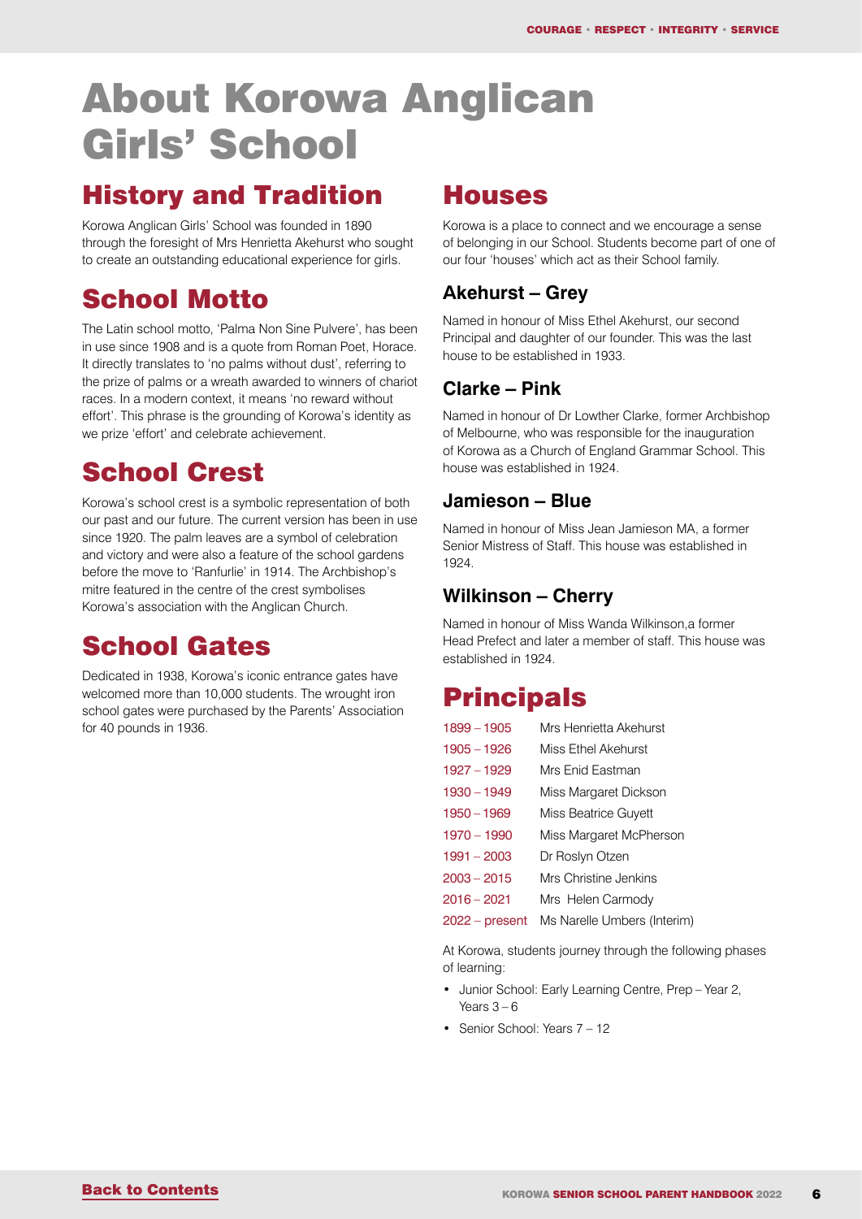# About Korowa Anglican Girls' School

## History and Tradition

Korowa Anglican Girls' School was founded in 1890 through the foresight of Mrs Henrietta Akehurst who sought to create an outstanding educational experience for girls.

## School Motto

The Latin school motto, 'Palma Non Sine Pulvere', has been in use since 1908 and is a quote from Roman Poet, Horace. It directly translates to 'no palms without dust', referring to the prize of palms or a wreath awarded to winners of chariot races. In a modern context, it means 'no reward without effort'. This phrase is the grounding of Korowa's identity as we prize 'effort' and celebrate achievement.

## School Crest

Korowa's school crest is a symbolic representation of both our past and our future. The current version has been in use since 1920. The palm leaves are a symbol of celebration and victory and were also a feature of the school gardens before the move to 'Ranfurlie' in 1914. The Archbishop's mitre featured in the centre of the crest symbolises Korowa's association with the Anglican Church.

## School Gates

Dedicated in 1938, Korowa's iconic entrance gates have welcomed more than 10,000 students. The wrought iron school gates were purchased by the Parents' Association for 40 pounds in 1936.

## Houses

Korowa is a place to connect and we encourage a sense of belonging in our School. Students become part of one of our four 'houses' which act as their School family.

### Akehurst – Grey

Named in honour of Miss Ethel Akehurst, our second Principal and daughter of our founder. This was the last house to be established in 1933.

### Clarke – Pink

Named in honour of Dr Lowther Clarke, former Archbishop of Melbourne, who was responsible for the inauguration of Korowa as a Church of England Grammar School. This house was established in 1924.

### Jamieson – Blue

Named in honour of Miss Jean Jamieson MA, a former Senior Mistress of Staff. This house was established in 1924.

### Wilkinson – Cherry

Named in honour of Miss Wanda Wilkinson,a former Head Prefect and later a member of staff. This house was established in 1924.

## Principals

| | |
|---|---|
| 1899 – 1905 | Mrs Henrietta Akehurst |
| 1905 – 1926 | Miss Ethel Akehurst |
| 1927 – 1929 | Mrs Enid Eastman |
| 1930 – 1949 | Miss Margaret Dickson |
| 1950 – 1969 | Miss Beatrice Guyett |
| 1970 – 1990 | Miss Margaret McPherson |
| 1991 – 2003 | Dr Roslyn Otzen |
| 2003 – 2015 | Mrs Christine Jenkins |
| 2016 – 2021 | Mrs Helen Carmody |
| 2022 – present | Ms Narelle Umbers (Interim) |

At Korowa, students journey through the following phases of learning:

- Junior School: Early Learning Centre, Prep – Year 2, Years 3 – 6
- Senior School: Years 7 – 12

Back to Contents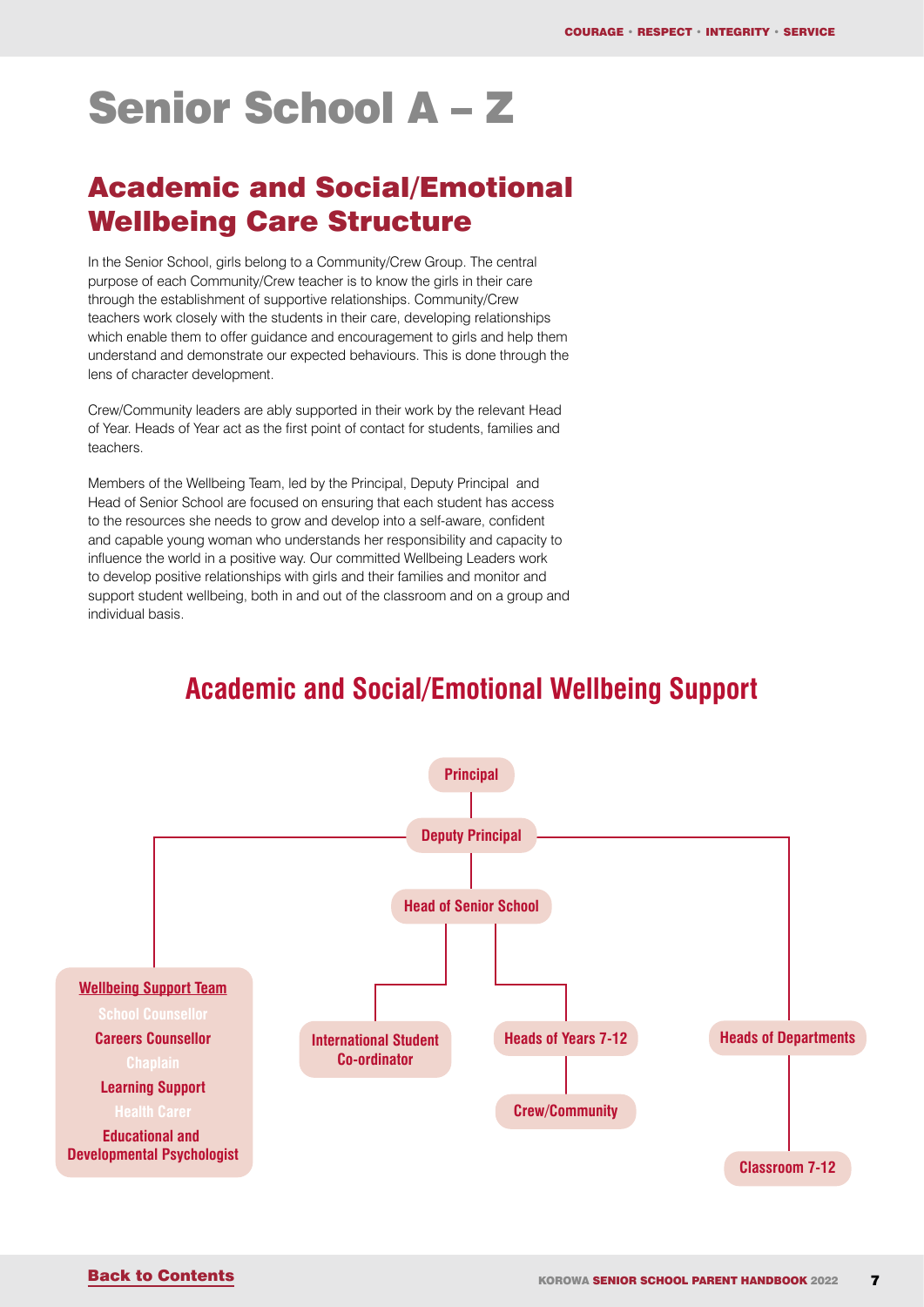# Senior School A – Z

## Academic and Social/Emotional Wellbeing Care Structure

In the Senior School, girls belong to a Community/Crew Group. The central purpose of each Community/Crew teacher is to know the girls in their care through the establishment of supportive relationships. Community/Crew teachers work closely with the students in their care, developing relationships which enable them to offer guidance and encouragement to girls and help them understand and demonstrate our expected behaviours. This is done through the lens of character development.

Crew/Community leaders are ably supported in their work by the relevant Head of Year. Heads of Year act as the first point of contact for students, families and teachers.

Members of the Wellbeing Team, led by the Principal, Deputy Principal and Head of Senior School are focused on ensuring that each student has access to the resources she needs to grow and develop into a self-aware, confident and capable young woman who understands her responsibility and capacity to influence the world in a positive way. Our committed Wellbeing Leaders work to develop positive relationships with girls and their families and monitor and support student wellbeing, both in and out of the classroom and on a group and individual basis.

### Academic and Social/Emotional Wellbeing Support

- **Principal**
  - **Deputy Principal**
    - **Wellbeing Support Team**
      - School Counsellor
      - Careers Counsellor
      - Chaplain
      - Learning Support
      - Health Carer
      - Educational and Developmental Psychologist
    - **Head of Senior School**
      - **International Student Co-ordinator**
      - **Heads of Years 7-12**
        - **Crew/Community**
    - **Heads of Departments**
      - **Classroom 7-12**

Back to Contents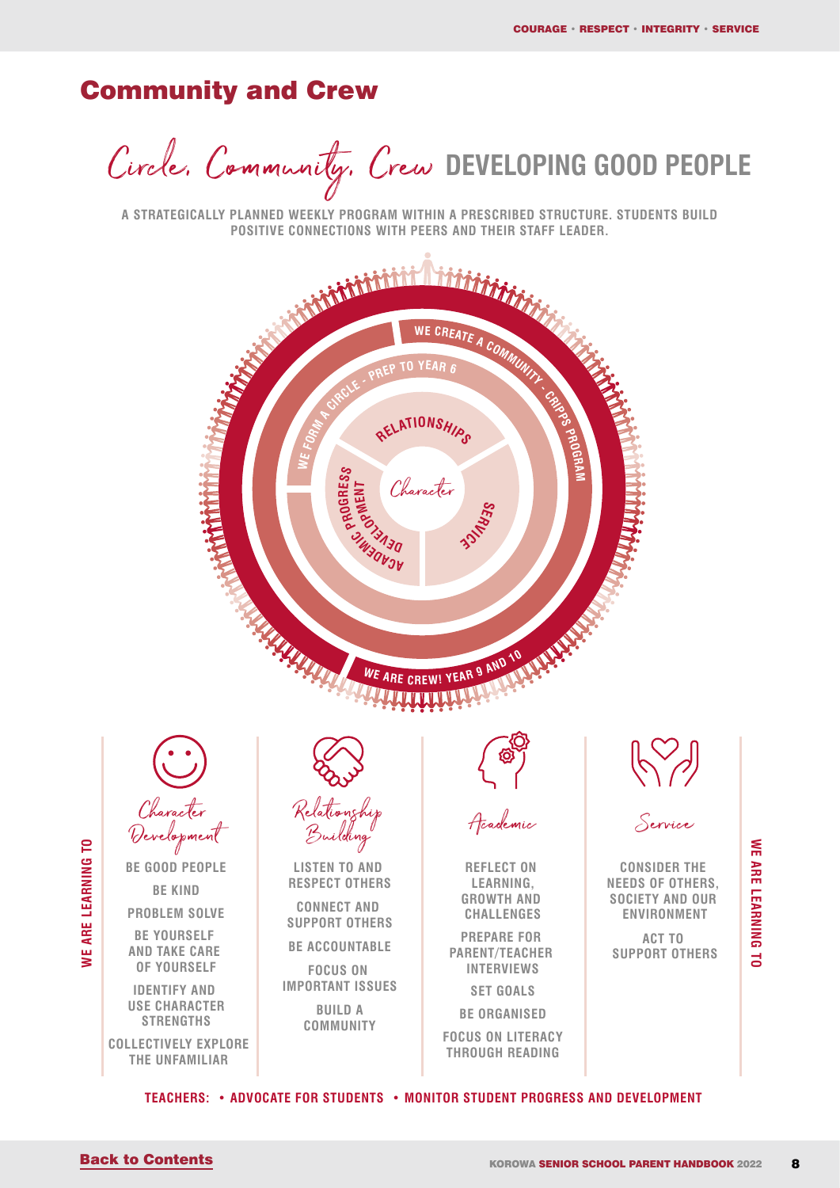## Community and Crew

### Circle, Community, Crew DEVELOPING GOOD PEOPLE

A STRATEGICALLY PLANNED WEEKLY PROGRAM WITHIN A PRESCRIBED STRUCTURE. STUDENTS BUILD POSITIVE CONNECTIONS WITH PEERS AND THEIR STAFF LEADER.

WE CREATE A COMMUNITY - CRIPPS PROGRAM

WE FORM A CIRCLE - PREP TO YEAR 6

RELATIONSHIPS

Character

ACADEMIC PROGRESS DEVELOPMENT

SERVICE

WE ARE CREW! YEAR 9 AND 10

WE ARE LEARNING TO

**Character Development**

- BE GOOD PEOPLE
- BE KIND
- PROBLEM SOLVE
- BE YOURSELF AND TAKE CARE OF YOURSELF
- IDENTIFY AND USE CHARACTER STRENGTHS
- COLLECTIVELY EXPLORE THE UNFAMILIAR

**Relationship Building**

- LISTEN TO AND RESPECT OTHERS
- CONNECT AND SUPPORT OTHERS
- BE ACCOUNTABLE
- FOCUS ON IMPORTANT ISSUES
- BUILD A COMMUNITY

**Academic**

- REFLECT ON LEARNING, GROWTH AND CHALLENGES
- PREPARE FOR PARENT/TEACHER INTERVIEWS
- SET GOALS
- BE ORGANISED
- FOCUS ON LITERACY THROUGH READING

**Service**

- CONSIDER THE NEEDS OF OTHERS, SOCIETY AND OUR ENVIRONMENT
- ACT TO SUPPORT OTHERS

TEACHERS: • ADVOCATE FOR STUDENTS • MONITOR STUDENT PROGRESS AND DEVELOPMENT

Back to Contents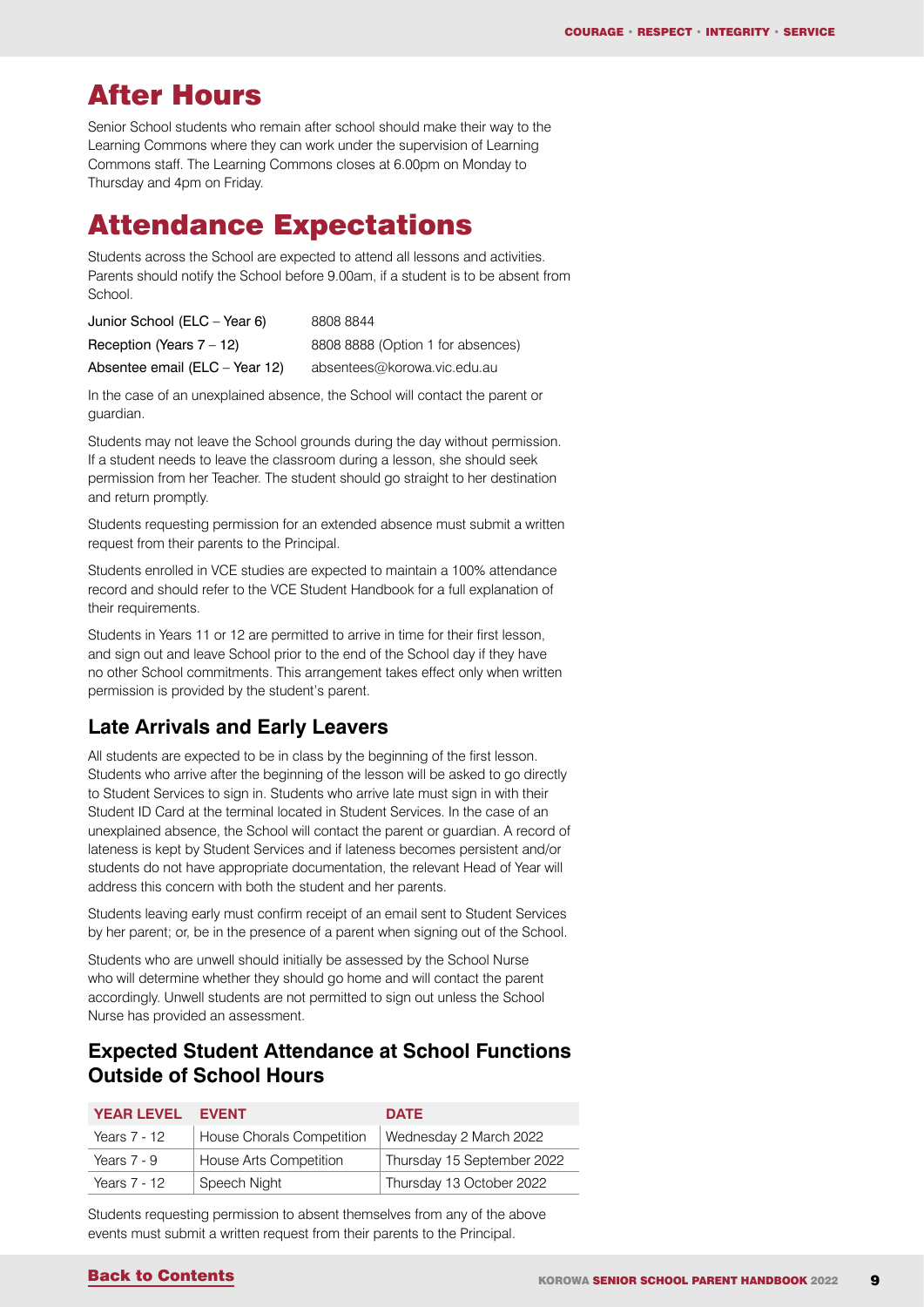# After Hours

Senior School students who remain after school should make their way to the Learning Commons where they can work under the supervision of Learning Commons staff. The Learning Commons closes at 6.00pm on Monday to Thursday and 4pm on Friday.

# Attendance Expectations

Students across the School are expected to attend all lessons and activities. Parents should notify the School before 9.00am, if a student is to be absent from School.

| | |
|---|---|
| Junior School (ELC – Year 6) | 8808 8844 |
| Reception (Years 7 – 12) | 8808 8888 (Option 1 for absences) |
| Absentee email (ELC – Year 12) | absentees@korowa.vic.edu.au |

In the case of an unexplained absence, the School will contact the parent or guardian.

Students may not leave the School grounds during the day without permission. If a student needs to leave the classroom during a lesson, she should seek permission from her Teacher. The student should go straight to her destination and return promptly.

Students requesting permission for an extended absence must submit a written request from their parents to the Principal.

Students enrolled in VCE studies are expected to maintain a 100% attendance record and should refer to the VCE Student Handbook for a full explanation of their requirements.

Students in Years 11 or 12 are permitted to arrive in time for their first lesson, and sign out and leave School prior to the end of the School day if they have no other School commitments. This arrangement takes effect only when written permission is provided by the student's parent.

## Late Arrivals and Early Leavers

All students are expected to be in class by the beginning of the first lesson. Students who arrive after the beginning of the lesson will be asked to go directly to Student Services to sign in. Students who arrive late must sign in with their Student ID Card at the terminal located in Student Services. In the case of an unexplained absence, the School will contact the parent or guardian. A record of lateness is kept by Student Services and if lateness becomes persistent and/or students do not have appropriate documentation, the relevant Head of Year will address this concern with both the student and her parents.

Students leaving early must confirm receipt of an email sent to Student Services by her parent; or, be in the presence of a parent when signing out of the School.

Students who are unwell should initially be assessed by the School Nurse who will determine whether they should go home and will contact the parent accordingly. Unwell students are not permitted to sign out unless the School Nurse has provided an assessment.

## Expected Student Attendance at School Functions Outside of School Hours

| YEAR LEVEL | EVENT | DATE |
|---|---|---|
| Years 7 - 12 | House Chorals Competition | Wednesday 2 March 2022 |
| Years 7 - 9 | House Arts Competition | Thursday 15 September 2022 |
| Years 7 - 12 | Speech Night | Thursday 13 October 2022 |

Students requesting permission to absent themselves from any of the above events must submit a written request from their parents to the Principal.

Back to Contents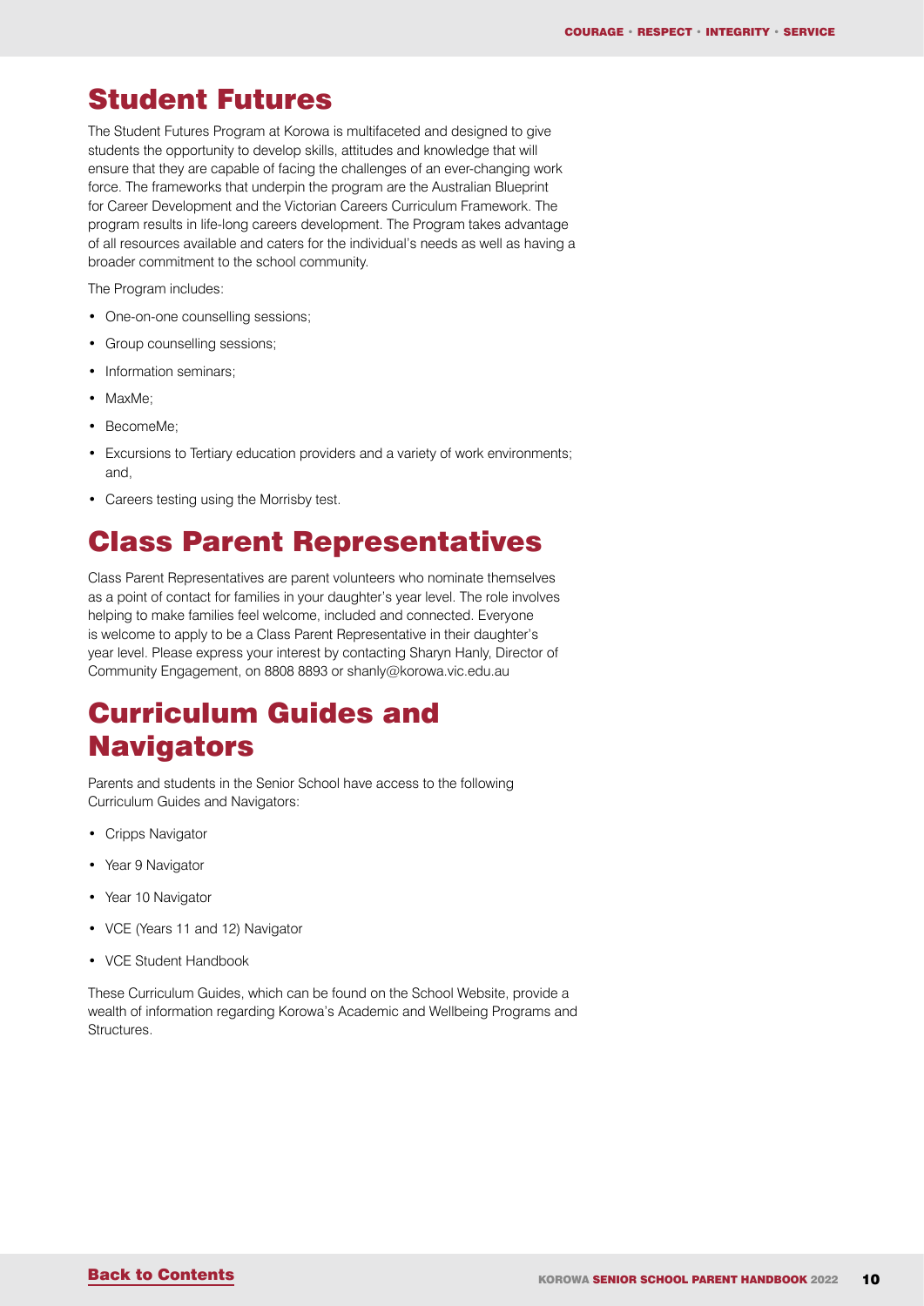## Student Futures

The Student Futures Program at Korowa is multifaceted and designed to give students the opportunity to develop skills, attitudes and knowledge that will ensure that they are capable of facing the challenges of an ever-changing work force. The frameworks that underpin the program are the Australian Blueprint for Career Development and the Victorian Careers Curriculum Framework. The program results in life-long careers development. The Program takes advantage of all resources available and caters for the individual's needs as well as having a broader commitment to the school community.

The Program includes:

- One-on-one counselling sessions;
- Group counselling sessions;
- Information seminars;
- MaxMe;
- BecomeMe;
- Excursions to Tertiary education providers and a variety of work environments; and,
- Careers testing using the Morrisby test.

## Class Parent Representatives

Class Parent Representatives are parent volunteers who nominate themselves as a point of contact for families in your daughter's year level. The role involves helping to make families feel welcome, included and connected. Everyone is welcome to apply to be a Class Parent Representative in their daughter's year level. Please express your interest by contacting Sharyn Hanly, Director of Community Engagement, on 8808 8893 or shanly@korowa.vic.edu.au

## Curriculum Guides and Navigators

Parents and students in the Senior School have access to the following Curriculum Guides and Navigators:

- Cripps Navigator
- Year 9 Navigator
- Year 10 Navigator
- VCE (Years 11 and 12) Navigator
- VCE Student Handbook

These Curriculum Guides, which can be found on the School Website, provide a wealth of information regarding Korowa's Academic and Wellbeing Programs and Structures.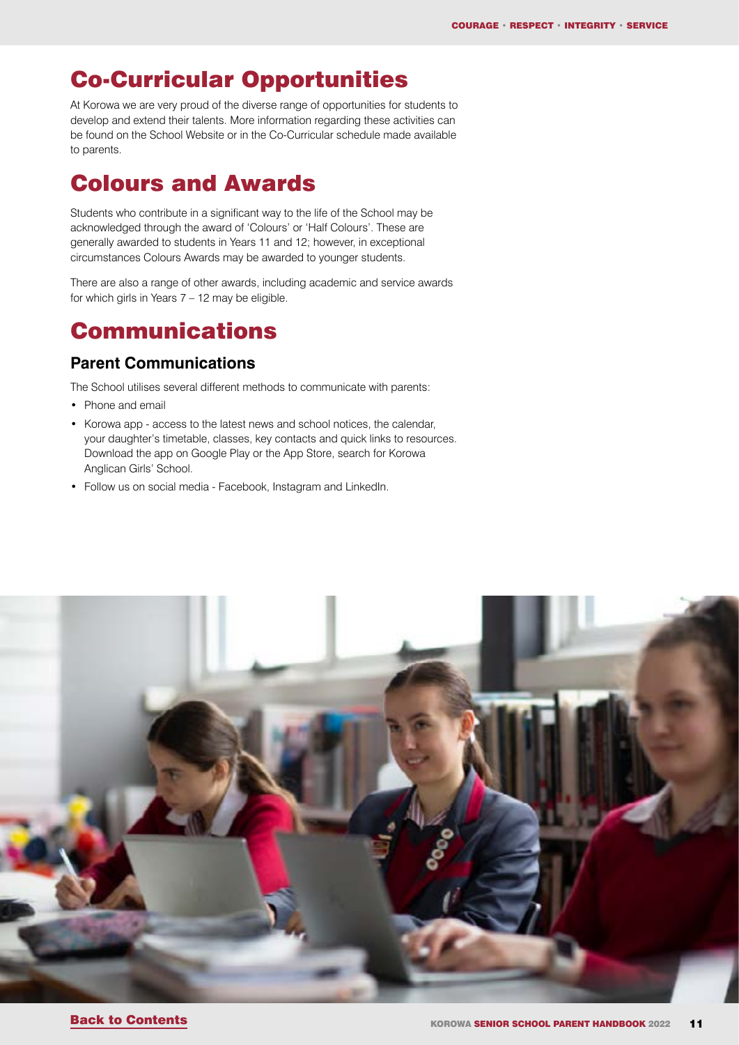# Co-Curricular Opportunities

At Korowa we are very proud of the diverse range of opportunities for students to develop and extend their talents. More information regarding these activities can be found on the School Website or in the Co-Curricular schedule made available to parents.

# Colours and Awards

Students who contribute in a significant way to the life of the School may be acknowledged through the award of 'Colours' or 'Half Colours'. These are generally awarded to students in Years 11 and 12; however, in exceptional circumstances Colours Awards may be awarded to younger students.

There are also a range of other awards, including academic and service awards for which girls in Years 7 – 12 may be eligible.

# Communications

## Parent Communications

The School utilises several different methods to communicate with parents:

- Phone and email
- Korowa app - access to the latest news and school notices, the calendar, your daughter's timetable, classes, key contacts and quick links to resources. Download the app on Google Play or the App Store, search for Korowa Anglican Girls' School.
- Follow us on social media - Facebook, Instagram and LinkedIn.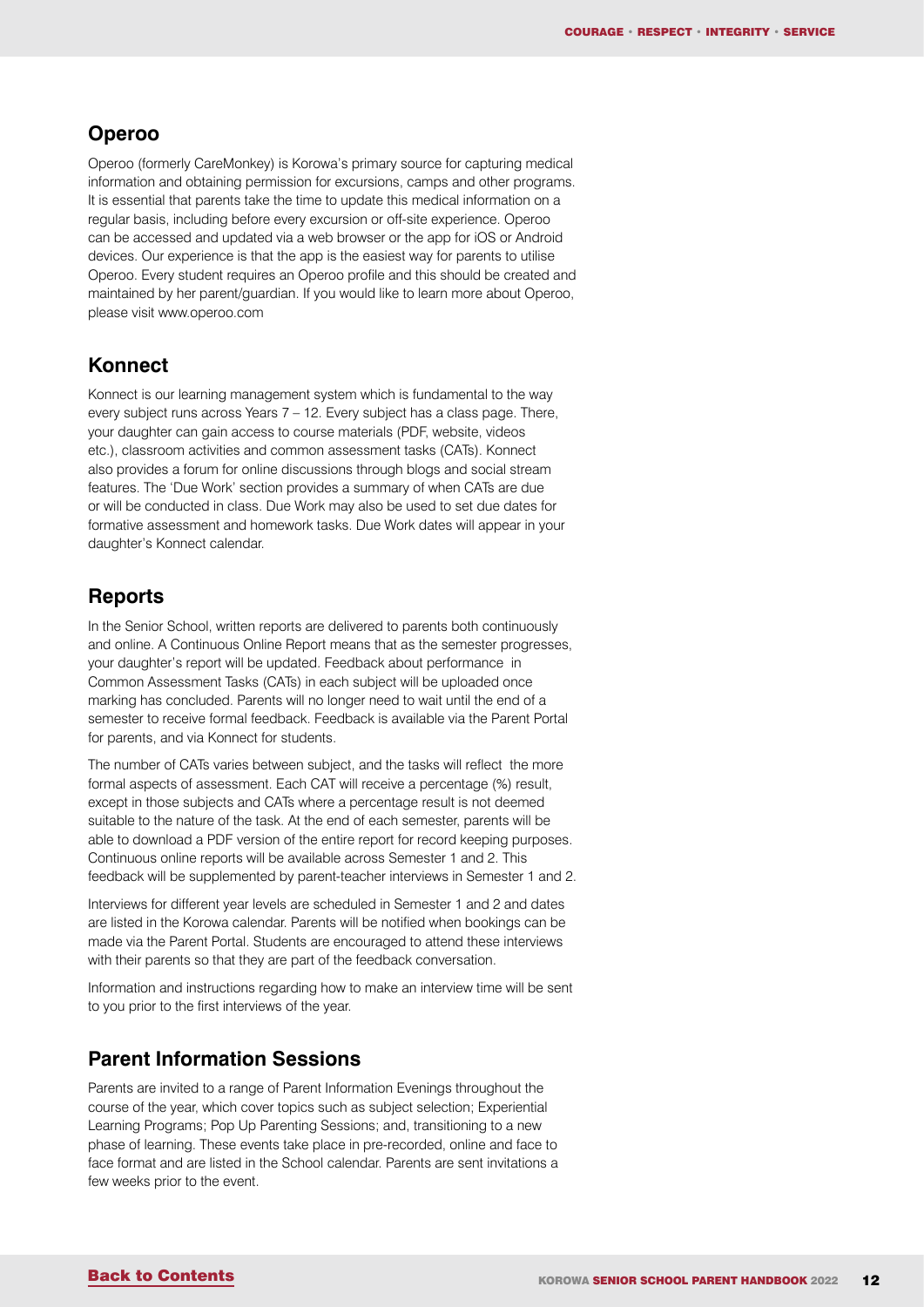## Operoo

Operoo (formerly CareMonkey) is Korowa's primary source for capturing medical information and obtaining permission for excursions, camps and other programs. It is essential that parents take the time to update this medical information on a regular basis, including before every excursion or off-site experience. Operoo can be accessed and updated via a web browser or the app for iOS or Android devices. Our experience is that the app is the easiest way for parents to utilise Operoo. Every student requires an Operoo profile and this should be created and maintained by her parent/guardian. If you would like to learn more about Operoo, please visit www.operoo.com

## Konnect

Konnect is our learning management system which is fundamental to the way every subject runs across Years 7 – 12. Every subject has a class page. There, your daughter can gain access to course materials (PDF, website, videos etc.), classroom activities and common assessment tasks (CATs). Konnect also provides a forum for online discussions through blogs and social stream features. The 'Due Work' section provides a summary of when CATs are due or will be conducted in class. Due Work may also be used to set due dates for formative assessment and homework tasks. Due Work dates will appear in your daughter's Konnect calendar.

## Reports

In the Senior School, written reports are delivered to parents both continuously and online. A Continuous Online Report means that as the semester progresses, your daughter's report will be updated. Feedback about performance in Common Assessment Tasks (CATs) in each subject will be uploaded once marking has concluded. Parents will no longer need to wait until the end of a semester to receive formal feedback. Feedback is available via the Parent Portal for parents, and via Konnect for students.

The number of CATs varies between subject, and the tasks will reflect the more formal aspects of assessment. Each CAT will receive a percentage (%) result, except in those subjects and CATs where a percentage result is not deemed suitable to the nature of the task. At the end of each semester, parents will be able to download a PDF version of the entire report for record keeping purposes. Continuous online reports will be available across Semester 1 and 2. This feedback will be supplemented by parent-teacher interviews in Semester 1 and 2.

Interviews for different year levels are scheduled in Semester 1 and 2 and dates are listed in the Korowa calendar. Parents will be notified when bookings can be made via the Parent Portal. Students are encouraged to attend these interviews with their parents so that they are part of the feedback conversation.

Information and instructions regarding how to make an interview time will be sent to you prior to the first interviews of the year.

## Parent Information Sessions

Parents are invited to a range of Parent Information Evenings throughout the course of the year, which cover topics such as subject selection; Experiential Learning Programs; Pop Up Parenting Sessions; and, transitioning to a new phase of learning. These events take place in pre-recorded, online and face to face format and are listed in the School calendar. Parents are sent invitations a few weeks prior to the event.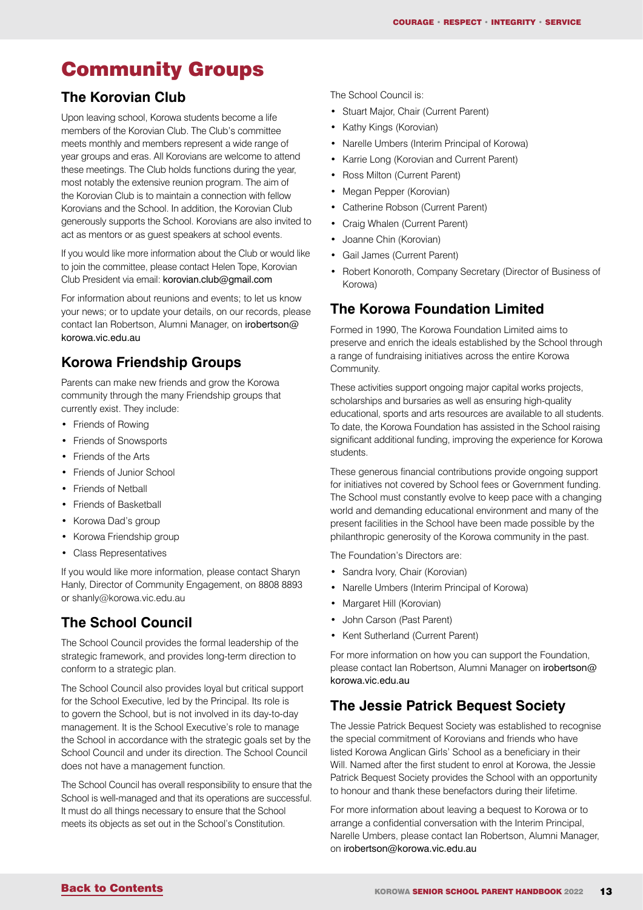# Community Groups

## The Korovian Club

Upon leaving school, Korowa students become a life members of the Korovian Club. The Club's committee meets monthly and members represent a wide range of year groups and eras. All Korovians are welcome to attend these meetings. The Club holds functions during the year, most notably the extensive reunion program. The aim of the Korovian Club is to maintain a connection with fellow Korovians and the School. In addition, the Korovian Club generously supports the School. Korovians are also invited to act as mentors or as guest speakers at school events.

If you would like more information about the Club or would like to join the committee, please contact Helen Tope, Korovian Club President via email: korovian.club@gmail.com

For information about reunions and events; to let us know your news; or to update your details, on our records, please contact Ian Robertson, Alumni Manager, on irobertson@korowa.vic.edu.au

## Korowa Friendship Groups

Parents can make new friends and grow the Korowa community through the many Friendship groups that currently exist. They include:

- Friends of Rowing
- Friends of Snowsports
- Friends of the Arts
- Friends of Junior School
- Friends of Netball
- Friends of Basketball
- Korowa Dad's group
- Korowa Friendship group
- Class Representatives

If you would like more information, please contact Sharyn Hanly, Director of Community Engagement, on 8808 8893 or shanly@korowa.vic.edu.au

## The School Council

The School Council provides the formal leadership of the strategic framework, and provides long-term direction to conform to a strategic plan.

The School Council also provides loyal but critical support for the School Executive, led by the Principal. Its role is to govern the School, but is not involved in its day-to-day management. It is the School Executive's role to manage the School in accordance with the strategic goals set by the School Council and under its direction. The School Council does not have a management function.

The School Council has overall responsibility to ensure that the School is well-managed and that its operations are successful. It must do all things necessary to ensure that the School meets its objects as set out in the School's Constitution.

The School Council is:

- Stuart Major, Chair (Current Parent)
- Kathy Kings (Korovian)
- Narelle Umbers (Interim Principal of Korowa)
- Karrie Long (Korovian and Current Parent)
- Ross Milton (Current Parent)
- Megan Pepper (Korovian)
- Catherine Robson (Current Parent)
- Craig Whalen (Current Parent)
- Joanne Chin (Korovian)
- Gail James (Current Parent)
- Robert Konoroth, Company Secretary (Director of Business of Korowa)

## The Korowa Foundation Limited

Formed in 1990, The Korowa Foundation Limited aims to preserve and enrich the ideals established by the School through a range of fundraising initiatives across the entire Korowa Community.

These activities support ongoing major capital works projects, scholarships and bursaries as well as ensuring high-quality educational, sports and arts resources are available to all students. To date, the Korowa Foundation has assisted in the School raising significant additional funding, improving the experience for Korowa students.

These generous financial contributions provide ongoing support for initiatives not covered by School fees or Government funding. The School must constantly evolve to keep pace with a changing world and demanding educational environment and many of the present facilities in the School have been made possible by the philanthropic generosity of the Korowa community in the past.

The Foundation's Directors are:

- Sandra Ivory, Chair (Korovian)
- Narelle Umbers (Interim Principal of Korowa)
- Margaret Hill (Korovian)
- John Carson (Past Parent)
- Kent Sutherland (Current Parent)

For more information on how you can support the Foundation, please contact Ian Robertson, Alumni Manager on irobertson@korowa.vic.edu.au

## The Jessie Patrick Bequest Society

The Jessie Patrick Bequest Society was established to recognise the special commitment of Korovians and friends who have listed Korowa Anglican Girls' School as a beneficiary in their Will. Named after the first student to enrol at Korowa, the Jessie Patrick Bequest Society provides the School with an opportunity to honour and thank these benefactors during their lifetime.

For more information about leaving a bequest to Korowa or to arrange a confidential conversation with the Interim Principal, Narelle Umbers, please contact Ian Robertson, Alumni Manager, on irobertson@korowa.vic.edu.au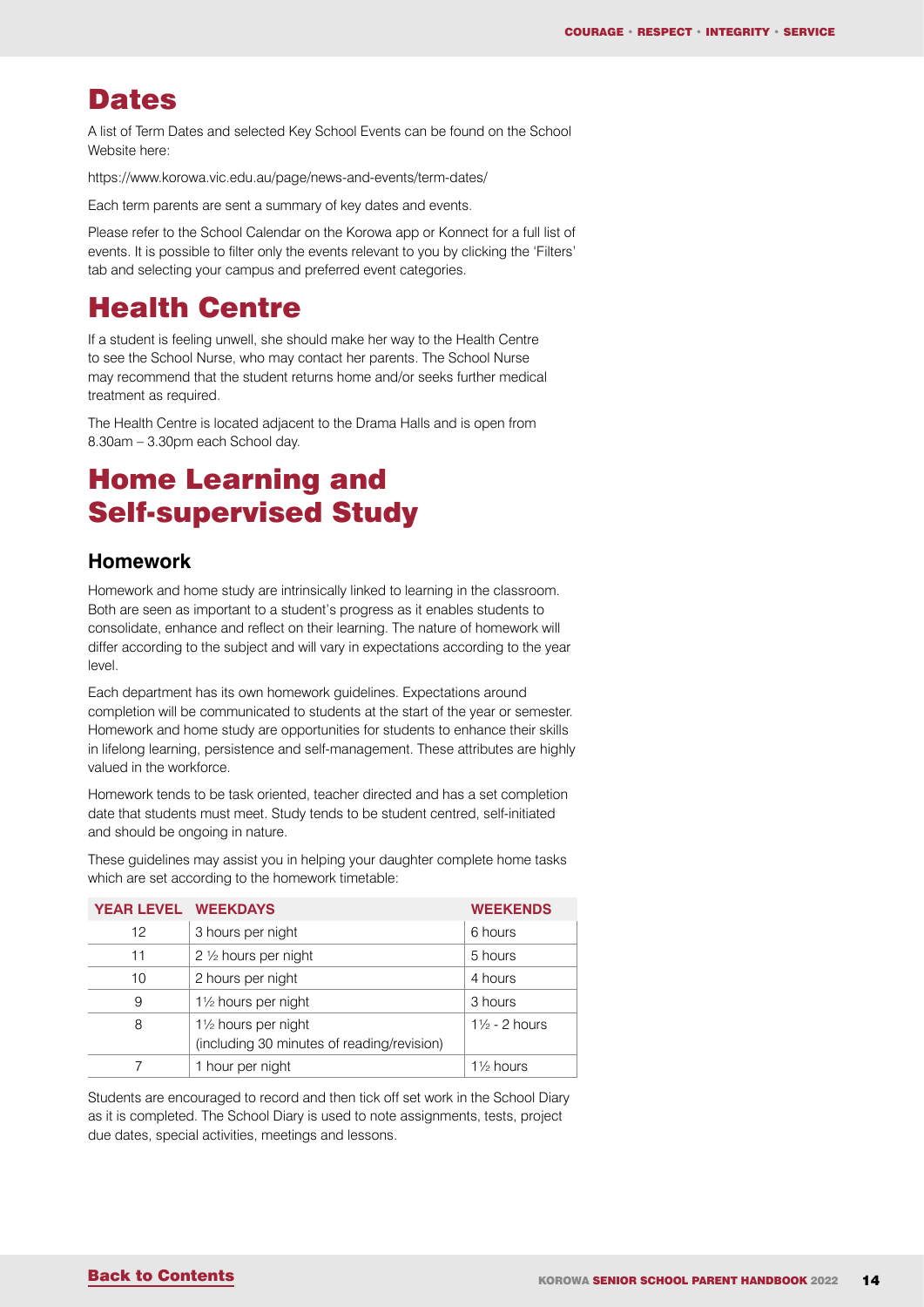# Dates

A list of Term Dates and selected Key School Events can be found on the School Website here:

https://www.korowa.vic.edu.au/page/news-and-events/term-dates/

Each term parents are sent a summary of key dates and events.

Please refer to the School Calendar on the Korowa app or Konnect for a full list of events. It is possible to filter only the events relevant to you by clicking the 'Filters' tab and selecting your campus and preferred event categories.

# Health Centre

If a student is feeling unwell, she should make her way to the Health Centre to see the School Nurse, who may contact her parents. The School Nurse may recommend that the student returns home and/or seeks further medical treatment as required.

The Health Centre is located adjacent to the Drama Halls and is open from 8.30am – 3.30pm each School day.

# Home Learning and Self-supervised Study

## Homework

Homework and home study are intrinsically linked to learning in the classroom. Both are seen as important to a student's progress as it enables students to consolidate, enhance and reflect on their learning. The nature of homework will differ according to the subject and will vary in expectations according to the year level.

Each department has its own homework guidelines. Expectations around completion will be communicated to students at the start of the year or semester. Homework and home study are opportunities for students to enhance their skills in lifelong learning, persistence and self-management. These attributes are highly valued in the workforce.

Homework tends to be task oriented, teacher directed and has a set completion date that students must meet. Study tends to be student centred, self-initiated and should be ongoing in nature.

These guidelines may assist you in helping your daughter complete home tasks which are set according to the homework timetable:

| YEAR LEVEL | WEEKDAYS | WEEKENDS |
|---|---|---|
| 12 | 3 hours per night | 6 hours |
| 11 | 2 ½ hours per night | 5 hours |
| 10 | 2 hours per night | 4 hours |
| 9 | 1½ hours per night | 3 hours |
| 8 | 1½ hours per night (including 30 minutes of reading/revision) | 1½ - 2 hours |
| 7 | 1 hour per night | 1½ hours |

Students are encouraged to record and then tick off set work in the School Diary as it is completed. The School Diary is used to note assignments, tests, project due dates, special activities, meetings and lessons.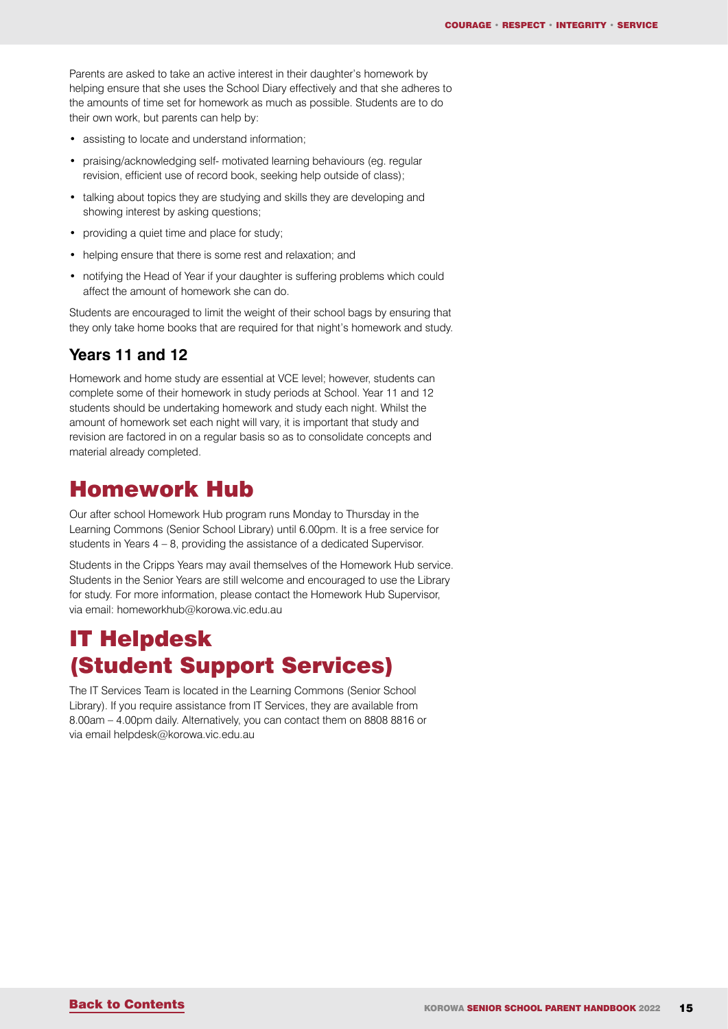Parents are asked to take an active interest in their daughter's homework by helping ensure that she uses the School Diary effectively and that she adheres to the amounts of time set for homework as much as possible. Students are to do their own work, but parents can help by:

- assisting to locate and understand information;
- praising/acknowledging self- motivated learning behaviours (eg. regular revision, efficient use of record book, seeking help outside of class);
- talking about topics they are studying and skills they are developing and showing interest by asking questions;
- providing a quiet time and place for study;
- helping ensure that there is some rest and relaxation; and
- notifying the Head of Year if your daughter is suffering problems which could affect the amount of homework she can do.

Students are encouraged to limit the weight of their school bags by ensuring that they only take home books that are required for that night's homework and study.

### Years 11 and 12

Homework and home study are essential at VCE level; however, students can complete some of their homework in study periods at School. Year 11 and 12 students should be undertaking homework and study each night. Whilst the amount of homework set each night will vary, it is important that study and revision are factored in on a regular basis so as to consolidate concepts and material already completed.

## Homework Hub

Our after school Homework Hub program runs Monday to Thursday in the Learning Commons (Senior School Library) until 6.00pm. It is a free service for students in Years 4 – 8, providing the assistance of a dedicated Supervisor.

Students in the Cripps Years may avail themselves of the Homework Hub service. Students in the Senior Years are still welcome and encouraged to use the Library for study. For more information, please contact the Homework Hub Supervisor, via email: homeworkhub@korowa.vic.edu.au

## IT Helpdesk (Student Support Services)

The IT Services Team is located in the Learning Commons (Senior School Library). If you require assistance from IT Services, they are available from 8.00am – 4.00pm daily. Alternatively, you can contact them on 8808 8816 or via email helpdesk@korowa.vic.edu.au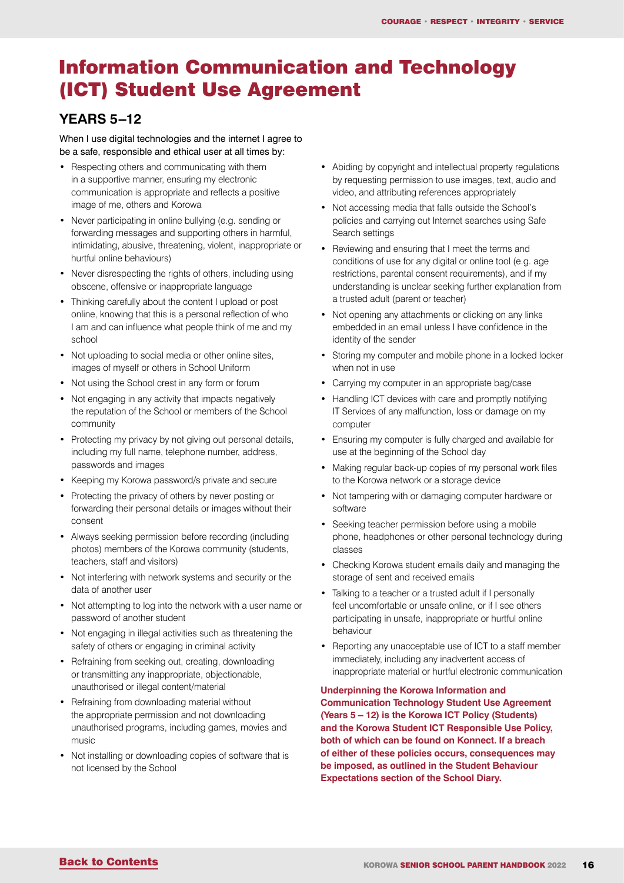# Information Communication and Technology (ICT) Student Use Agreement

## YEARS 5–12

When I use digital technologies and the internet I agree to be a safe, responsible and ethical user at all times by:

- Respecting others and communicating with them in a supportive manner, ensuring my electronic communication is appropriate and reflects a positive image of me, others and Korowa
- Never participating in online bullying (e.g. sending or forwarding messages and supporting others in harmful, intimidating, abusive, threatening, violent, inappropriate or hurtful online behaviours)
- Never disrespecting the rights of others, including using obscene, offensive or inappropriate language
- Thinking carefully about the content I upload or post online, knowing that this is a personal reflection of who I am and can influence what people think of me and my school
- Not uploading to social media or other online sites, images of myself or others in School Uniform
- Not using the School crest in any form or forum
- Not engaging in any activity that impacts negatively the reputation of the School or members of the School community
- Protecting my privacy by not giving out personal details, including my full name, telephone number, address, passwords and images
- Keeping my Korowa password/s private and secure
- Protecting the privacy of others by never posting or forwarding their personal details or images without their consent
- Always seeking permission before recording (including photos) members of the Korowa community (students, teachers, staff and visitors)
- Not interfering with network systems and security or the data of another user
- Not attempting to log into the network with a user name or password of another student
- Not engaging in illegal activities such as threatening the safety of others or engaging in criminal activity
- Refraining from seeking out, creating, downloading or transmitting any inappropriate, objectionable, unauthorised or illegal content/material
- Refraining from downloading material without the appropriate permission and not downloading unauthorised programs, including games, movies and music
- Not installing or downloading copies of software that is not licensed by the School
- Abiding by copyright and intellectual property regulations by requesting permission to use images, text, audio and video, and attributing references appropriately
- Not accessing media that falls outside the School's policies and carrying out Internet searches using Safe Search settings
- Reviewing and ensuring that I meet the terms and conditions of use for any digital or online tool (e.g. age restrictions, parental consent requirements), and if my understanding is unclear seeking further explanation from a trusted adult (parent or teacher)
- Not opening any attachments or clicking on any links embedded in an email unless I have confidence in the identity of the sender
- Storing my computer and mobile phone in a locked locker when not in use
- Carrying my computer in an appropriate bag/case
- Handling ICT devices with care and promptly notifying IT Services of any malfunction, loss or damage on my computer
- Ensuring my computer is fully charged and available for use at the beginning of the School day
- Making regular back-up copies of my personal work files to the Korowa network or a storage device
- Not tampering with or damaging computer hardware or software
- Seeking teacher permission before using a mobile phone, headphones or other personal technology during classes
- Checking Korowa student emails daily and managing the storage of sent and received emails
- Talking to a teacher or a trusted adult if I personally feel uncomfortable or unsafe online, or if I see others participating in unsafe, inappropriate or hurtful online behaviour
- Reporting any unacceptable use of ICT to a staff member immediately, including any inadvertent access of inappropriate material or hurtful electronic communication

**Underpinning the Korowa Information and Communication Technology Student Use Agreement (Years 5 – 12) is the Korowa ICT Policy (Students) and the Korowa Student ICT Responsible Use Policy, both of which can be found on Konnect. If a breach of either of these policies occurs, consequences may be imposed, as outlined in the Student Behaviour Expectations section of the School Diary.**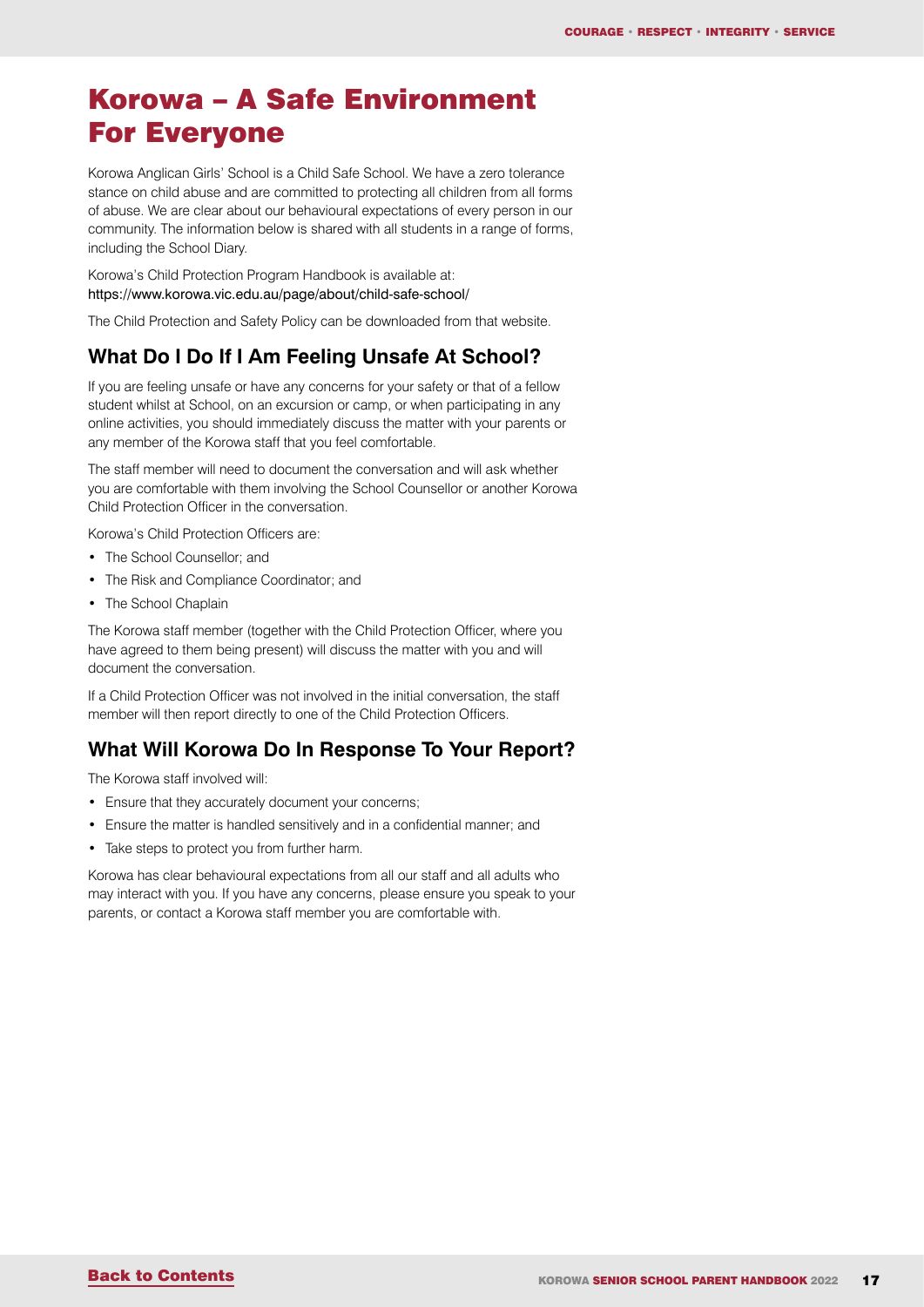# Korowa – A Safe Environment For Everyone

Korowa Anglican Girls' School is a Child Safe School. We have a zero tolerance stance on child abuse and are committed to protecting all children from all forms of abuse. We are clear about our behavioural expectations of every person in our community. The information below is shared with all students in a range of forms, including the School Diary.

Korowa's Child Protection Program Handbook is available at:
https://www.korowa.vic.edu.au/page/about/child-safe-school/

The Child Protection and Safety Policy can be downloaded from that website.

## What Do I Do If I Am Feeling Unsafe At School?

If you are feeling unsafe or have any concerns for your safety or that of a fellow student whilst at School, on an excursion or camp, or when participating in any online activities, you should immediately discuss the matter with your parents or any member of the Korowa staff that you feel comfortable.

The staff member will need to document the conversation and will ask whether you are comfortable with them involving the School Counsellor or another Korowa Child Protection Officer in the conversation.

Korowa's Child Protection Officers are:

- The School Counsellor; and
- The Risk and Compliance Coordinator; and
- The School Chaplain

The Korowa staff member (together with the Child Protection Officer, where you have agreed to them being present) will discuss the matter with you and will document the conversation.

If a Child Protection Officer was not involved in the initial conversation, the staff member will then report directly to one of the Child Protection Officers.

## What Will Korowa Do In Response To Your Report?

The Korowa staff involved will:

- Ensure that they accurately document your concerns;
- Ensure the matter is handled sensitively and in a confidential manner; and
- Take steps to protect you from further harm.

Korowa has clear behavioural expectations from all our staff and all adults who may interact with you. If you have any concerns, please ensure you speak to your parents, or contact a Korowa staff member you are comfortable with.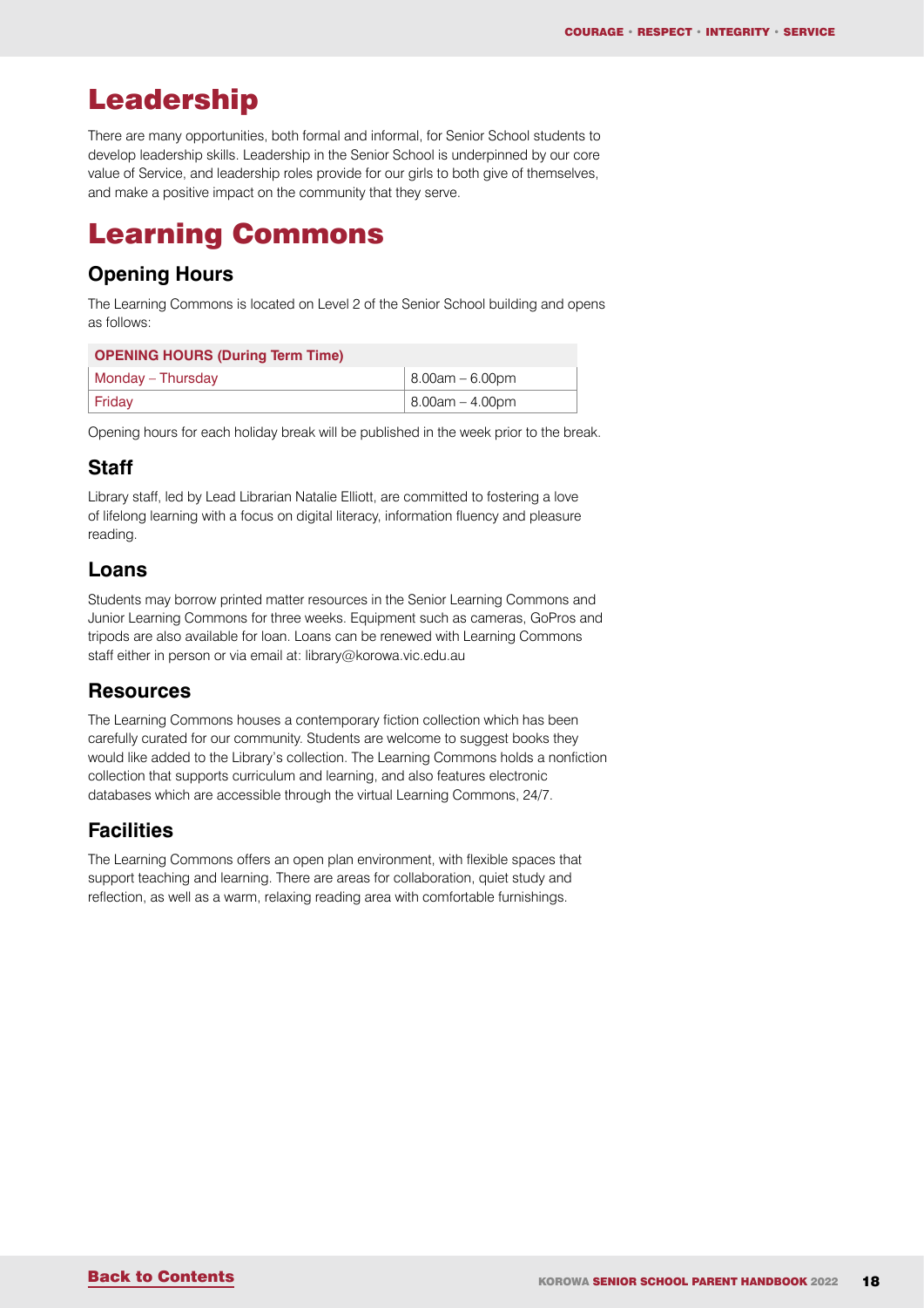# Leadership

There are many opportunities, both formal and informal, for Senior School students to develop leadership skills. Leadership in the Senior School is underpinned by our core value of Service, and leadership roles provide for our girls to both give of themselves, and make a positive impact on the community that they serve.

# Learning Commons

## Opening Hours

The Learning Commons is located on Level 2 of the Senior School building and opens as follows:

| OPENING HOURS (During Term Time) | |
|---|---|
| Monday – Thursday | 8.00am – 6.00pm |
| Friday | 8.00am – 4.00pm |

Opening hours for each holiday break will be published in the week prior to the break.

## Staff

Library staff, led by Lead Librarian Natalie Elliott, are committed to fostering a love of lifelong learning with a focus on digital literacy, information fluency and pleasure reading.

## Loans

Students may borrow printed matter resources in the Senior Learning Commons and Junior Learning Commons for three weeks. Equipment such as cameras, GoPros and tripods are also available for loan. Loans can be renewed with Learning Commons staff either in person or via email at: library@korowa.vic.edu.au

## Resources

The Learning Commons houses a contemporary fiction collection which has been carefully curated for our community. Students are welcome to suggest books they would like added to the Library's collection. The Learning Commons holds a nonfiction collection that supports curriculum and learning, and also features electronic databases which are accessible through the virtual Learning Commons, 24/7.

## Facilities

The Learning Commons offers an open plan environment, with flexible spaces that support teaching and learning. There are areas for collaboration, quiet study and reflection, as well as a warm, relaxing reading area with comfortable furnishings.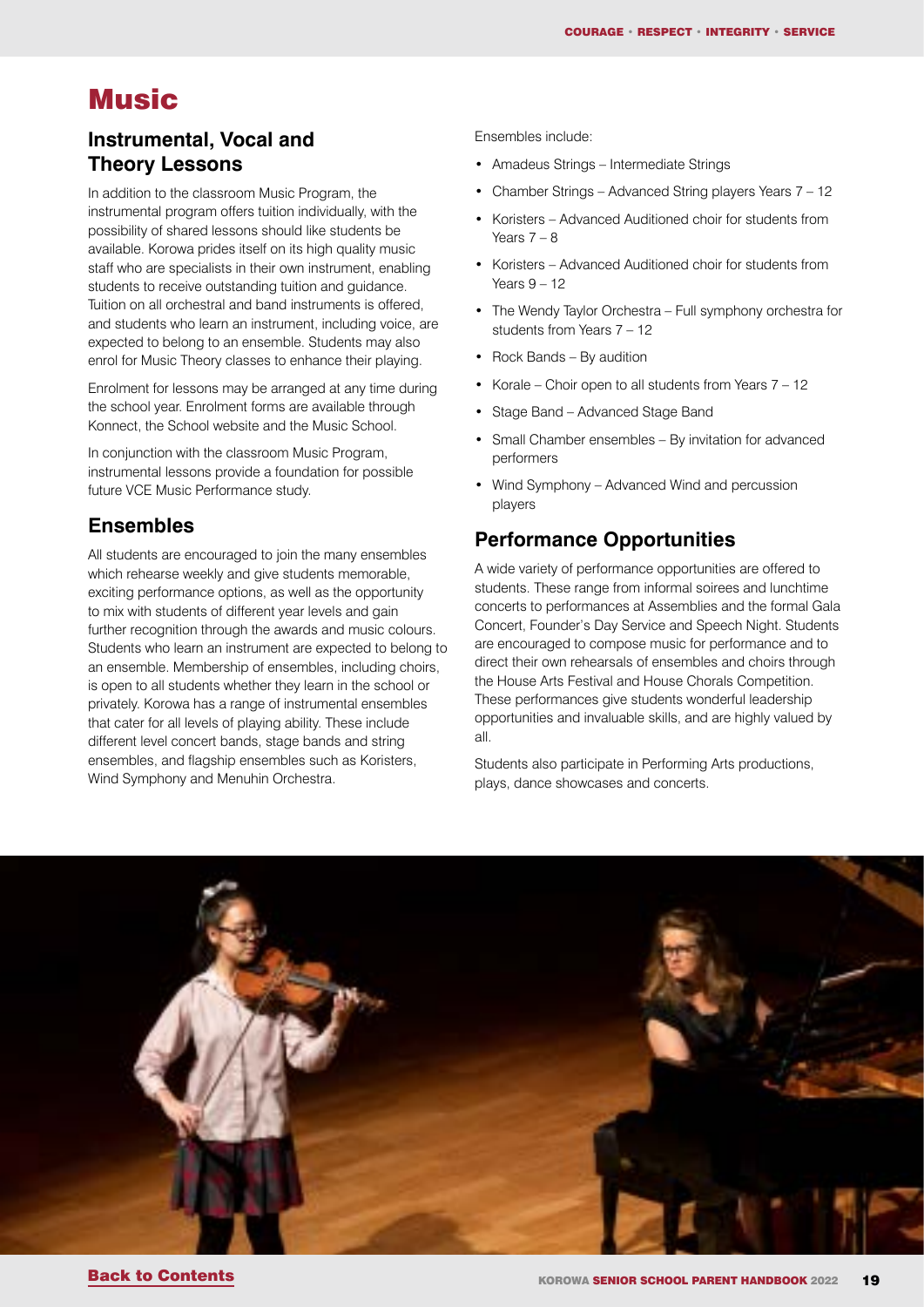# Music

## Instrumental, Vocal and Theory Lessons

In addition to the classroom Music Program, the instrumental program offers tuition individually, with the possibility of shared lessons should like students be available. Korowa prides itself on its high quality music staff who are specialists in their own instrument, enabling students to receive outstanding tuition and guidance. Tuition on all orchestral and band instruments is offered, and students who learn an instrument, including voice, are expected to belong to an ensemble. Students may also enrol for Music Theory classes to enhance their playing.

Enrolment for lessons may be arranged at any time during the school year. Enrolment forms are available through Konnect, the School website and the Music School.

In conjunction with the classroom Music Program, instrumental lessons provide a foundation for possible future VCE Music Performance study.

## Ensembles

All students are encouraged to join the many ensembles which rehearse weekly and give students memorable, exciting performance options, as well as the opportunity to mix with students of different year levels and gain further recognition through the awards and music colours. Students who learn an instrument are expected to belong to an ensemble. Membership of ensembles, including choirs, is open to all students whether they learn in the school or privately. Korowa has a range of instrumental ensembles that cater for all levels of playing ability. These include different level concert bands, stage bands and string ensembles, and flagship ensembles such as Koristers, Wind Symphony and Menuhin Orchestra.

Ensembles include:

- Amadeus Strings – Intermediate Strings
- Chamber Strings – Advanced String players Years 7 – 12
- Koristers – Advanced Auditioned choir for students from Years 7 – 8
- Koristers – Advanced Auditioned choir for students from Years 9 – 12
- The Wendy Taylor Orchestra – Full symphony orchestra for students from Years 7 – 12
- Rock Bands – By audition
- Korale – Choir open to all students from Years 7 – 12
- Stage Band – Advanced Stage Band
- Small Chamber ensembles – By invitation for advanced performers
- Wind Symphony – Advanced Wind and percussion players

## Performance Opportunities

A wide variety of performance opportunities are offered to students. These range from informal soirees and lunchtime concerts to performances at Assemblies and the formal Gala Concert, Founder's Day Service and Speech Night. Students are encouraged to compose music for performance and to direct their own rehearsals of ensembles and choirs through the House Arts Festival and House Chorals Competition. These performances give students wonderful leadership opportunities and invaluable skills, and are highly valued by all.

Students also participate in Performing Arts productions, plays, dance showcases and concerts.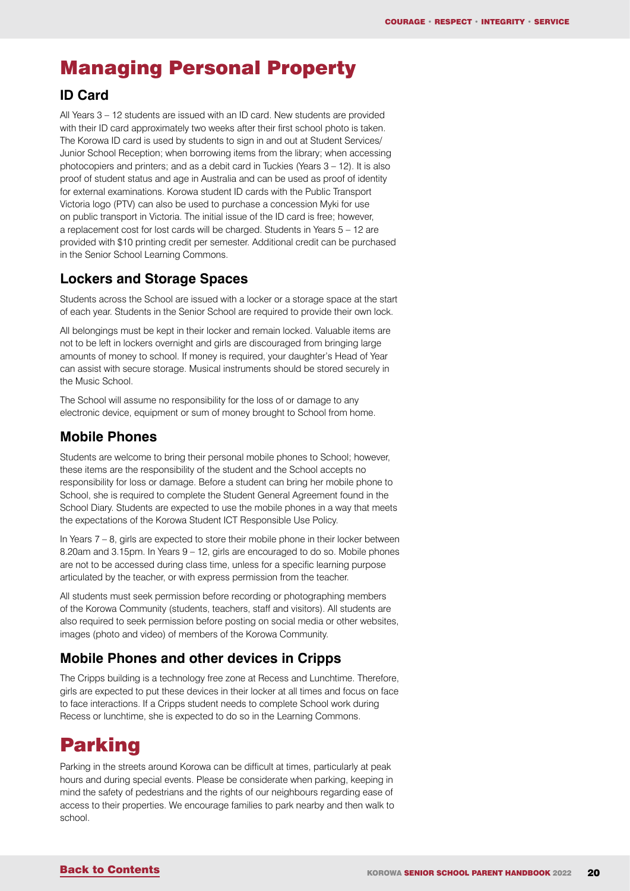# Managing Personal Property

## ID Card

All Years 3 – 12 students are issued with an ID card. New students are provided with their ID card approximately two weeks after their first school photo is taken. The Korowa ID card is used by students to sign in and out at Student Services/ Junior School Reception; when borrowing items from the library; when accessing photocopiers and printers; and as a debit card in Tuckies (Years 3 – 12). It is also proof of student status and age in Australia and can be used as proof of identity for external examinations. Korowa student ID cards with the Public Transport Victoria logo (PTV) can also be used to purchase a concession Myki for use on public transport in Victoria. The initial issue of the ID card is free; however, a replacement cost for lost cards will be charged. Students in Years 5 – 12 are provided with $10 printing credit per semester. Additional credit can be purchased in the Senior School Learning Commons.

## Lockers and Storage Spaces

Students across the School are issued with a locker or a storage space at the start of each year. Students in the Senior School are required to provide their own lock.

All belongings must be kept in their locker and remain locked. Valuable items are not to be left in lockers overnight and girls are discouraged from bringing large amounts of money to school. If money is required, your daughter's Head of Year can assist with secure storage. Musical instruments should be stored securely in the Music School.

The School will assume no responsibility for the loss of or damage to any electronic device, equipment or sum of money brought to School from home.

## Mobile Phones

Students are welcome to bring their personal mobile phones to School; however, these items are the responsibility of the student and the School accepts no responsibility for loss or damage. Before a student can bring her mobile phone to School, she is required to complete the Student General Agreement found in the School Diary. Students are expected to use the mobile phones in a way that meets the expectations of the Korowa Student ICT Responsible Use Policy.

In Years 7 – 8, girls are expected to store their mobile phone in their locker between 8.20am and 3.15pm. In Years 9 – 12, girls are encouraged to do so. Mobile phones are not to be accessed during class time, unless for a specific learning purpose articulated by the teacher, or with express permission from the teacher.

All students must seek permission before recording or photographing members of the Korowa Community (students, teachers, staff and visitors). All students are also required to seek permission before posting on social media or other websites, images (photo and video) of members of the Korowa Community.

## Mobile Phones and other devices in Cripps

The Cripps building is a technology free zone at Recess and Lunchtime. Therefore, girls are expected to put these devices in their locker at all times and focus on face to face interactions. If a Cripps student needs to complete School work during Recess or lunchtime, she is expected to do so in the Learning Commons.

# Parking

Parking in the streets around Korowa can be difficult at times, particularly at peak hours and during special events. Please be considerate when parking, keeping in mind the safety of pedestrians and the rights of our neighbours regarding ease of access to their properties. We encourage families to park nearby and then walk to school.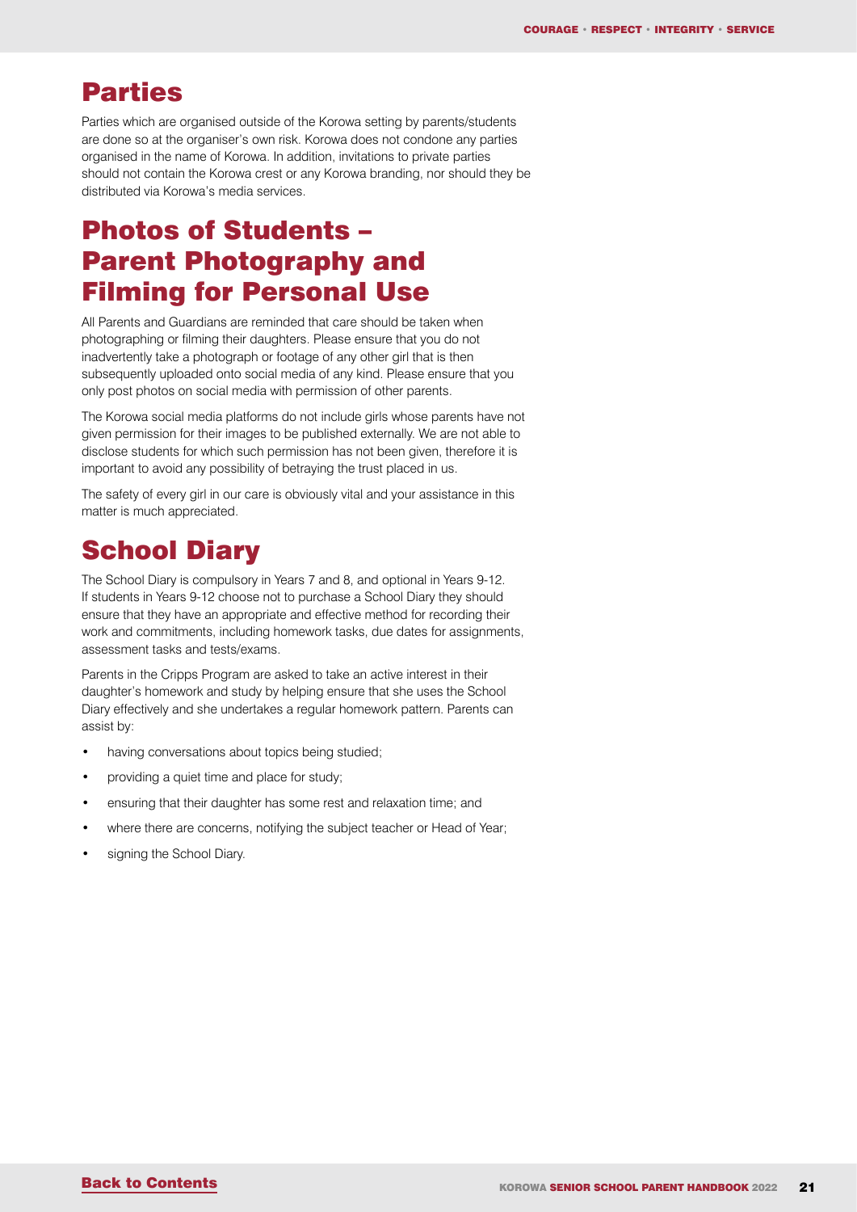## Parties

Parties which are organised outside of the Korowa setting by parents/students are done so at the organiser's own risk. Korowa does not condone any parties organised in the name of Korowa. In addition, invitations to private parties should not contain the Korowa crest or any Korowa branding, nor should they be distributed via Korowa's media services.

## Photos of Students – Parent Photography and Filming for Personal Use

All Parents and Guardians are reminded that care should be taken when photographing or filming their daughters. Please ensure that you do not inadvertently take a photograph or footage of any other girl that is then subsequently uploaded onto social media of any kind. Please ensure that you only post photos on social media with permission of other parents.

The Korowa social media platforms do not include girls whose parents have not given permission for their images to be published externally. We are not able to disclose students for which such permission has not been given, therefore it is important to avoid any possibility of betraying the trust placed in us.

The safety of every girl in our care is obviously vital and your assistance in this matter is much appreciated.

## School Diary

The School Diary is compulsory in Years 7 and 8, and optional in Years 9-12. If students in Years 9-12 choose not to purchase a School Diary they should ensure that they have an appropriate and effective method for recording their work and commitments, including homework tasks, due dates for assignments, assessment tasks and tests/exams.

Parents in the Cripps Program are asked to take an active interest in their daughter's homework and study by helping ensure that she uses the School Diary effectively and she undertakes a regular homework pattern. Parents can assist by:

- having conversations about topics being studied;
- providing a quiet time and place for study;
- ensuring that their daughter has some rest and relaxation time; and
- where there are concerns, notifying the subject teacher or Head of Year;
- signing the School Diary.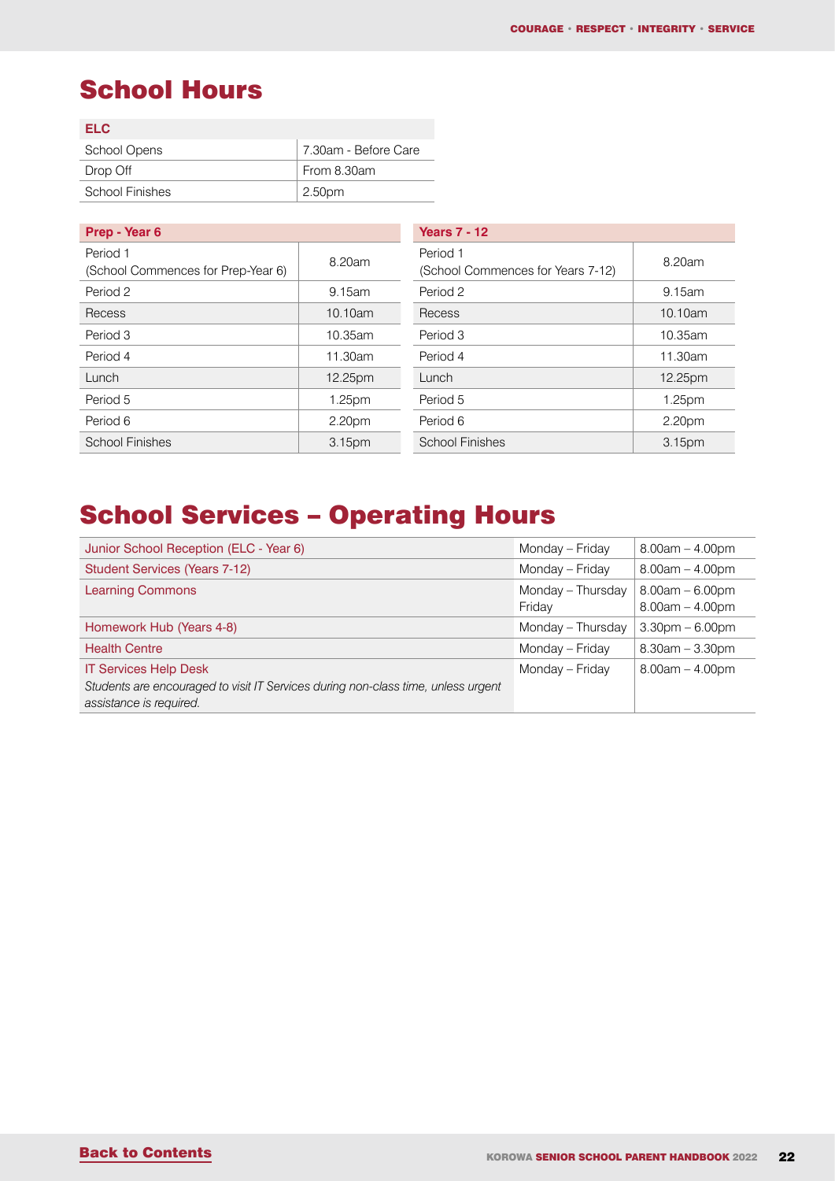# School Hours

| ELC | |
|---|---|
| School Opens | 7.30am - Before Care |
| Drop Off | From 8.30am |
| School Finishes | 2.50pm |

| Prep - Year 6 | |
|---|---|
| Period 1 (School Commences for Prep-Year 6) | 8.20am |
| Period 2 | 9.15am |
| Recess | 10.10am |
| Period 3 | 10.35am |
| Period 4 | 11.30am |
| Lunch | 12.25pm |
| Period 5 | 1.25pm |
| Period 6 | 2.20pm |
| School Finishes | 3.15pm |

| Years 7 - 12 | |
|---|---|
| Period 1 (School Commences for Years 7-12) | 8.20am |
| Period 2 | 9.15am |
| Recess | 10.10am |
| Period 3 | 10.35am |
| Period 4 | 11.30am |
| Lunch | 12.25pm |
| Period 5 | 1.25pm |
| Period 6 | 2.20pm |
| School Finishes | 3.15pm |

# School Services – Operating Hours

| | | |
|---|---|---|
| Junior School Reception (ELC - Year 6) | Monday – Friday | 8.00am – 4.00pm |
| Student Services (Years 7-12) | Monday – Friday | 8.00am – 4.00pm |
| Learning Commons | Monday – Thursday<br>Friday | 8.00am – 6.00pm<br>8.00am – 4.00pm |
| Homework Hub (Years 4-8) | Monday – Thursday | 3.30pm – 6.00pm |
| Health Centre | Monday – Friday | 8.30am – 3.30pm |
| IT Services Help Desk<br>*Students are encouraged to visit IT Services during non-class time, unless urgent assistance is required.* | Monday – Friday | 8.00am – 4.00pm |

Back to Contents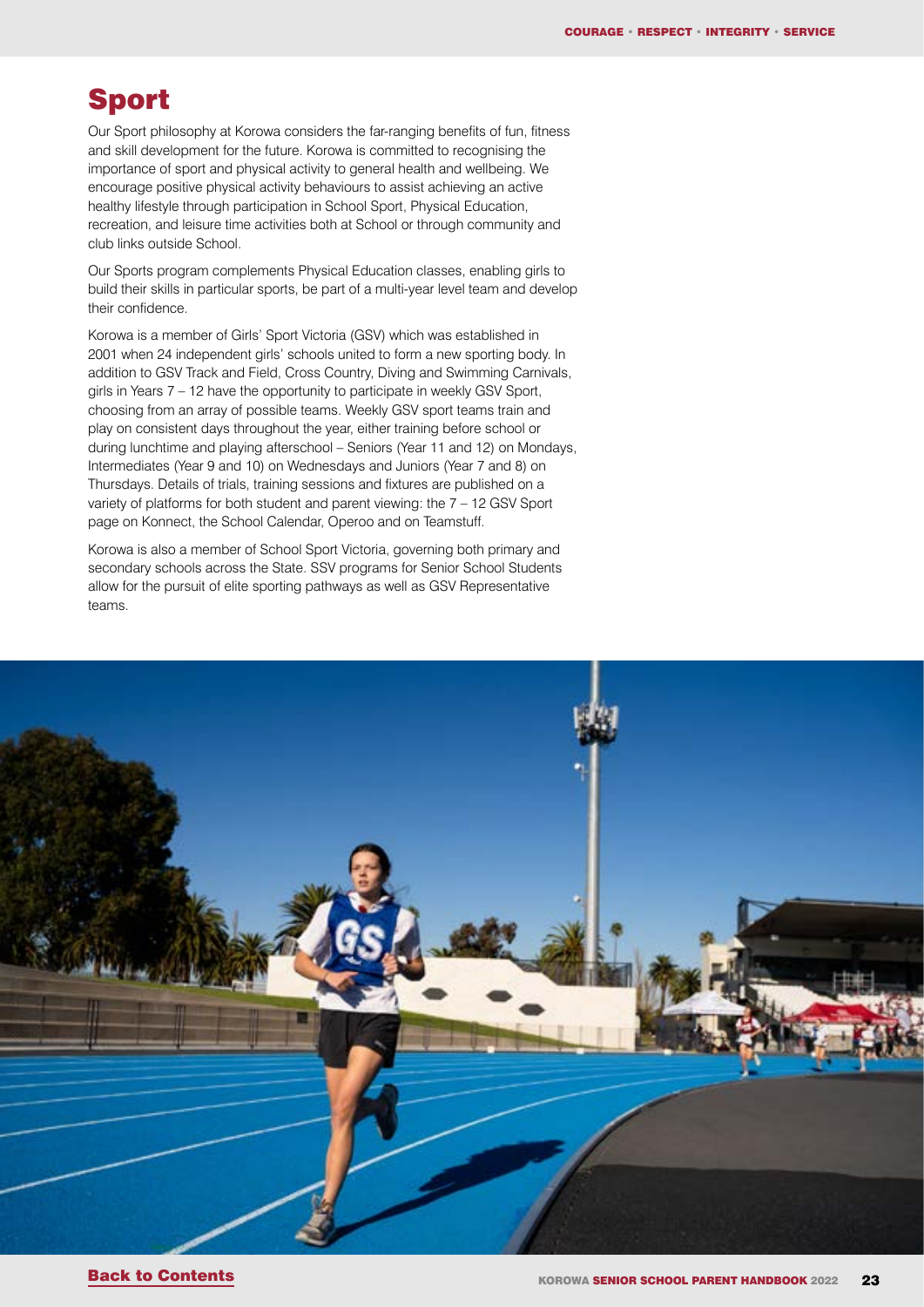# Sport

Our Sport philosophy at Korowa considers the far-ranging benefits of fun, fitness and skill development for the future. Korowa is committed to recognising the importance of sport and physical activity to general health and wellbeing. We encourage positive physical activity behaviours to assist achieving an active healthy lifestyle through participation in School Sport, Physical Education, recreation, and leisure time activities both at School or through community and club links outside School.

Our Sports program complements Physical Education classes, enabling girls to build their skills in particular sports, be part of a multi-year level team and develop their confidence.

Korowa is a member of Girls' Sport Victoria (GSV) which was established in 2001 when 24 independent girls' schools united to form a new sporting body. In addition to GSV Track and Field, Cross Country, Diving and Swimming Carnivals, girls in Years 7 – 12 have the opportunity to participate in weekly GSV Sport, choosing from an array of possible teams. Weekly GSV sport teams train and play on consistent days throughout the year, either training before school or during lunchtime and playing afterschool – Seniors (Year 11 and 12) on Mondays, Intermediates (Year 9 and 10) on Wednesdays and Juniors (Year 7 and 8) on Thursdays. Details of trials, training sessions and fixtures are published on a variety of platforms for both student and parent viewing: the 7 – 12 GSV Sport page on Konnect, the School Calendar, Operoo and on Teamstuff.

Korowa is also a member of School Sport Victoria, governing both primary and secondary schools across the State. SSV programs for Senior School Students allow for the pursuit of elite sporting pathways as well as GSV Representative teams.

Back to Contents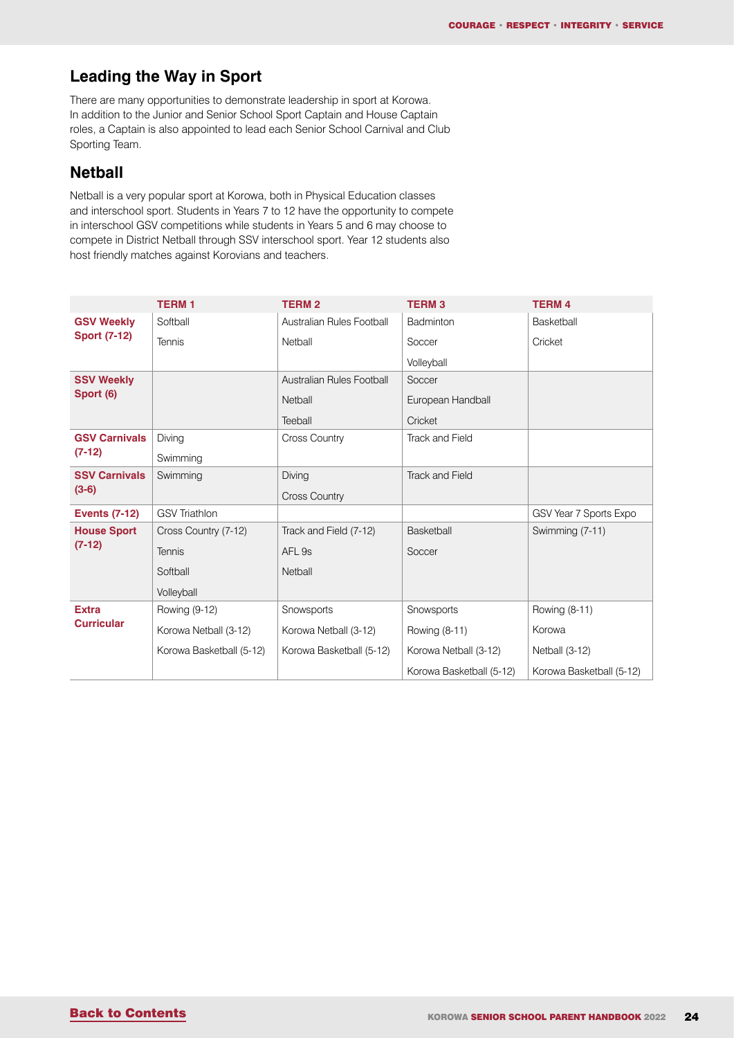## Leading the Way in Sport

There are many opportunities to demonstrate leadership in sport at Korowa. In addition to the Junior and Senior School Sport Captain and House Captain roles, a Captain is also appointed to lead each Senior School Carnival and Club Sporting Team.

## Netball

Netball is a very popular sport at Korowa, both in Physical Education classes and interschool sport. Students in Years 7 to 12 have the opportunity to compete in interschool GSV competitions while students in Years 5 and 6 may choose to compete in District Netball through SSV interschool sport. Year 12 students also host friendly matches against Korovians and teachers.

| | TERM 1 | TERM 2 | TERM 3 | TERM 4 |
|---|---|---|---|---|
| **GSV Weekly Sport (7-12)** | Softball<br>Tennis | Australian Rules Football<br>Netball | Badminton<br>Soccer<br>Volleyball | Basketball<br>Cricket |
| **SSV Weekly Sport (6)** | | Australian Rules Football<br>Netball<br>Teeball | Soccer<br>European Handball<br>Cricket | |
| **GSV Carnivals (7-12)** | Diving<br>Swimming | Cross Country | Track and Field | |
| **SSV Carnivals (3-6)** | Swimming | Diving<br>Cross Country | Track and Field | |
| **Events (7-12)** | GSV Triathlon | | | GSV Year 7 Sports Expo |
| **House Sport (7-12)** | Cross Country (7-12)<br>Tennis<br>Softball<br>Volleyball | Track and Field (7-12)<br>AFL 9s<br>Netball | Basketball<br>Soccer | Swimming (7-11) |
| **Extra Curricular** | Rowing (9-12)<br>Korowa Netball (3-12)<br>Korowa Basketball (5-12) | Snowsports<br>Korowa Netball (3-12)<br>Korowa Basketball (5-12) | Snowsports<br>Rowing (8-11)<br>Korowa Netball (3-12)<br>Korowa Basketball (5-12) | Rowing (8-11)<br>Korowa<br>Netball (3-12)<br>Korowa Basketball (5-12) |

Back to Contents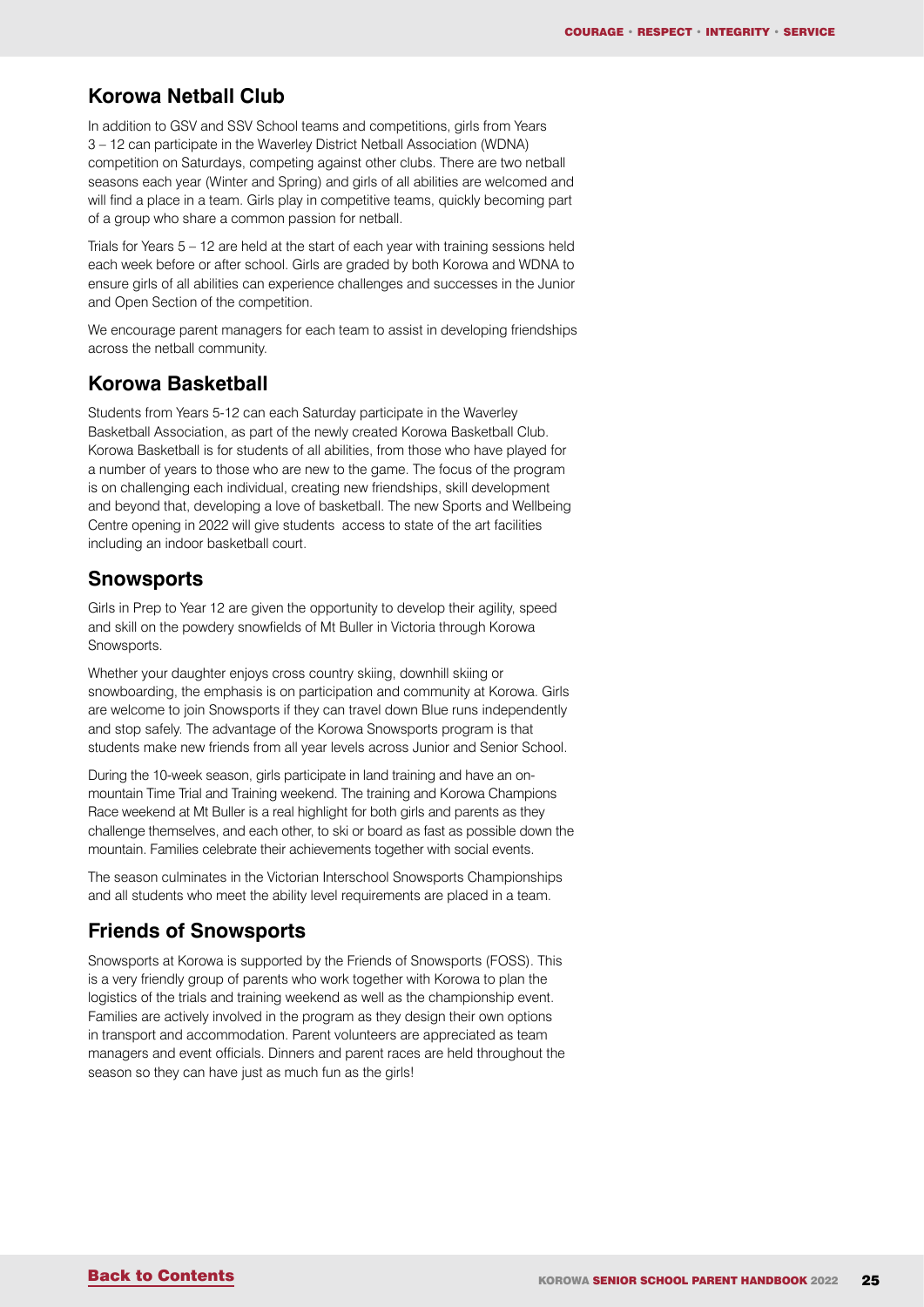## Korowa Netball Club

In addition to GSV and SSV School teams and competitions, girls from Years 3 – 12 can participate in the Waverley District Netball Association (WDNA) competition on Saturdays, competing against other clubs. There are two netball seasons each year (Winter and Spring) and girls of all abilities are welcomed and will find a place in a team. Girls play in competitive teams, quickly becoming part of a group who share a common passion for netball.

Trials for Years 5 – 12 are held at the start of each year with training sessions held each week before or after school. Girls are graded by both Korowa and WDNA to ensure girls of all abilities can experience challenges and successes in the Junior and Open Section of the competition.

We encourage parent managers for each team to assist in developing friendships across the netball community.

## Korowa Basketball

Students from Years 5-12 can each Saturday participate in the Waverley Basketball Association, as part of the newly created Korowa Basketball Club. Korowa Basketball is for students of all abilities, from those who have played for a number of years to those who are new to the game. The focus of the program is on challenging each individual, creating new friendships, skill development and beyond that, developing a love of basketball. The new Sports and Wellbeing Centre opening in 2022 will give students access to state of the art facilities including an indoor basketball court.

## Snowsports

Girls in Prep to Year 12 are given the opportunity to develop their agility, speed and skill on the powdery snowfields of Mt Buller in Victoria through Korowa Snowsports.

Whether your daughter enjoys cross country skiing, downhill skiing or snowboarding, the emphasis is on participation and community at Korowa. Girls are welcome to join Snowsports if they can travel down Blue runs independently and stop safely. The advantage of the Korowa Snowsports program is that students make new friends from all year levels across Junior and Senior School.

During the 10-week season, girls participate in land training and have an on-mountain Time Trial and Training weekend. The training and Korowa Champions Race weekend at Mt Buller is a real highlight for both girls and parents as they challenge themselves, and each other, to ski or board as fast as possible down the mountain. Families celebrate their achievements together with social events.

The season culminates in the Victorian Interschool Snowsports Championships and all students who meet the ability level requirements are placed in a team.

## Friends of Snowsports

Snowsports at Korowa is supported by the Friends of Snowsports (FOSS). This is a very friendly group of parents who work together with Korowa to plan the logistics of the trials and training weekend as well as the championship event. Families are actively involved in the program as they design their own options in transport and accommodation. Parent volunteers are appreciated as team managers and event officials. Dinners and parent races are held throughout the season so they can have just as much fun as the girls!

Back to Contents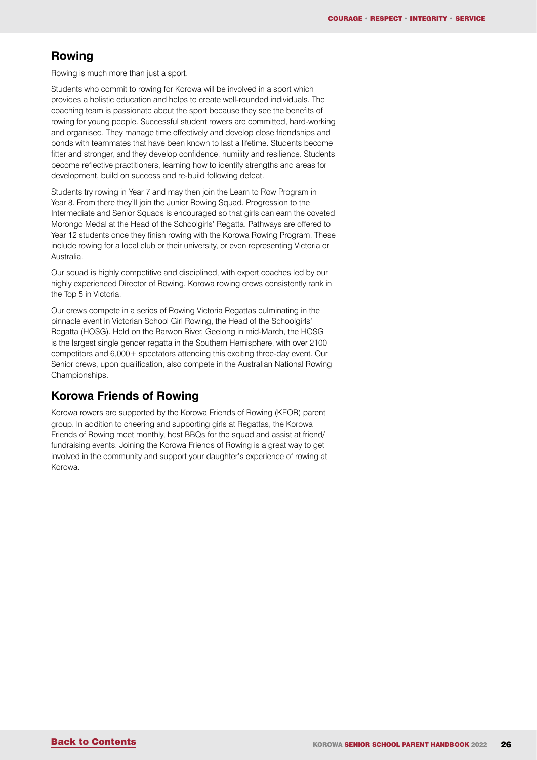## Rowing

Rowing is much more than just a sport.

Students who commit to rowing for Korowa will be involved in a sport which provides a holistic education and helps to create well-rounded individuals. The coaching team is passionate about the sport because they see the benefits of rowing for young people. Successful student rowers are committed, hard-working and organised. They manage time effectively and develop close friendships and bonds with teammates that have been known to last a lifetime. Students become fitter and stronger, and they develop confidence, humility and resilience. Students become reflective practitioners, learning how to identify strengths and areas for development, build on success and re-build following defeat.

Students try rowing in Year 7 and may then join the Learn to Row Program in Year 8. From there they'll join the Junior Rowing Squad. Progression to the Intermediate and Senior Squads is encouraged so that girls can earn the coveted Morongo Medal at the Head of the Schoolgirls' Regatta. Pathways are offered to Year 12 students once they finish rowing with the Korowa Rowing Program. These include rowing for a local club or their university, or even representing Victoria or Australia.

Our squad is highly competitive and disciplined, with expert coaches led by our highly experienced Director of Rowing. Korowa rowing crews consistently rank in the Top 5 in Victoria.

Our crews compete in a series of Rowing Victoria Regattas culminating in the pinnacle event in Victorian School Girl Rowing, the Head of the Schoolgirls' Regatta (HOSG). Held on the Barwon River, Geelong in mid-March, the HOSG is the largest single gender regatta in the Southern Hemisphere, with over 2100 competitors and 6,000+ spectators attending this exciting three-day event. Our Senior crews, upon qualification, also compete in the Australian National Rowing Championships.

## Korowa Friends of Rowing

Korowa rowers are supported by the Korowa Friends of Rowing (KFOR) parent group. In addition to cheering and supporting girls at Regattas, the Korowa Friends of Rowing meet monthly, host BBQs for the squad and assist at friend/fundraising events. Joining the Korowa Friends of Rowing is a great way to get involved in the community and support your daughter's experience of rowing at Korowa.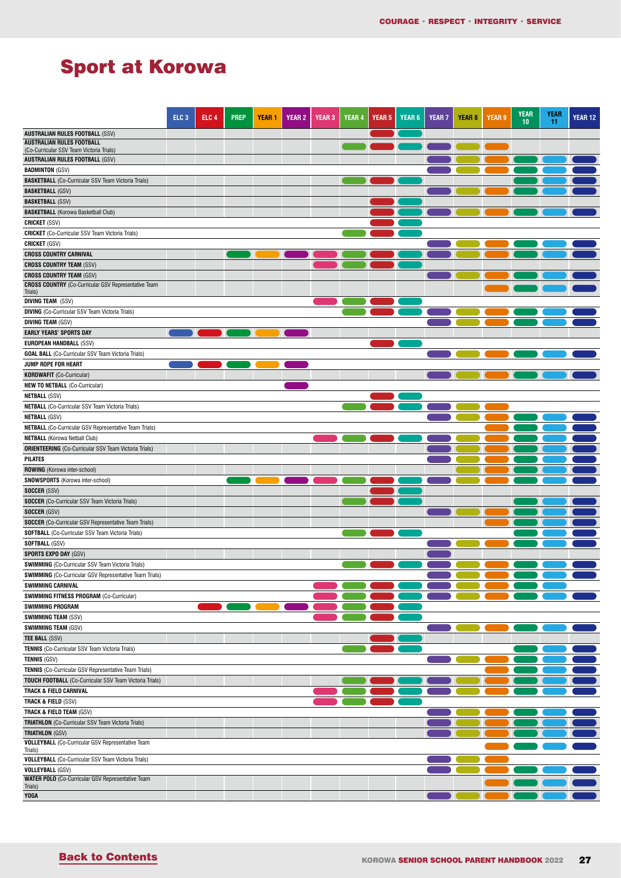# Sport at Korowa

| | ELC 3 | ELC 4 | PREP | YEAR 1 | YEAR 2 | YEAR 3 | YEAR 4 | YEAR 5 | YEAR 6 | YEAR 7 | YEAR 8 | YEAR 9 | YEAR 10 | YEAR 11 | YEAR 12 |
|---|---|---|---|---|---|---|---|---|---|---|---|---|---|---|---|
| **AUSTRALIAN RULES FOOTBALL** (SSV) | | | | | | | | ● | ● | | | | | | |
| **AUSTRALIAN RULES FOOTBALL** (Co-Curricular SSV Team Victoria Trials) | | | | | | | | ● | ● | ● | ● | ● | | | |
| **AUSTRALIAN RULES FOOTBALL** (GSV) | | | | | | | | | | ● | ● | ● | ● | ● | ● |
| **BADMINTON** (GSV) | | | | | | | | | | ● | ● | ● | ● | ● | ● |
| **BASKETBALL** (Co-Curricular SSV Team Victoria Trials) | | | | | | | ● | ● | ● | | | | | | |
| **BASKETBALL** (GSV) | | | | | | | | | | ● | ● | ● | ● | ● | ● |
| **BASKETBALL** (SSV) | | | | | | | | ● | ● | | | | | | |
| **BASKETBALL** (Korowa Basketball Club) | | | | | | | | ● | ● | ● | ● | ● | ● | ● | ● |
| **CRICKET** (SSV) | | | | | | | | ● | ● | | | | | | |
| **CRICKET** (Co-Curricular SSV Team Victoria Trials) | | | | | | | ● | ● | ● | | | | | | |
| **CRICKET** (GSV) | | | | | | | | | | ● | ● | ● | ● | ● | ● |
| **CROSS COUNTRY CARNIVAL** | | | ● | ● | ● | ● | ● | ● | ● | ● | ● | ● | ● | ● | ● |
| **CROSS COUNTRY TEAM** (SSV) | | | | | | ● | ● | ● | ● | | | | | | |
| **CROSS COUNTRY TEAM** (GSV) | | | | | | | | | | ● | ● | ● | ● | ● | ● |
| **CROSS COUNTRY** (Co-Curricular GSV Representative Team Trials) | | | | | | | | | | | | ● | ● | ● | ● |
| **DIVING TEAM** (SSV) | | | | | | ● | ● | ● | ● | | | | | | |
| **DIVING** (Co-Curricular SSV Team Victoria Trials) | | | | | | | ● | ● | ● | ● | ● | ● | ● | ● | ● |
| **DIVING TEAM** (GSV) | | | | | | | | | | ● | ● | ● | ● | ● | ● |
| **EARLY YEARS' SPORTS DAY** | ● | ● | ● | ● | ● | | | | | | | | | | |
| **EUROPEAN HANDBALL** (SSV) | | | | | | | | ● | ● | | | | | | |
| **GOAL BALL** (Co-Curricular SSV Team Victoria Trials) | | | | | | | | | | ● | ● | ● | ● | ● | ● |
| **JUMP ROPE FOR HEART** | ● | ● | ● | ● | ● | | | | | | | | | | |
| **KOROWAFIT** (Co-Curricular) | | | | | | | | | | ● | ● | ● | ● | ● | ● |
| **NEW TO NETBALL** (Co-Curricular) | | | | | ● | | | | | | | | | | |
| **NETBALL** (SSV) | | | | | | | | ● | ● | | | | | | |
| **NETBALL** (Co-Curricular SSV Team Victoria Trials) | | | | | | | ● | ● | ● | ● | ● | ● | | | |
| **NETBALL** (GSV) | | | | | | | | | | ● | ● | ● | ● | ● | ● |
| **NETBALL** (Co-Curricular GSV Representative Team Trials) | | | | | | | | | | | | ● | ● | ● | ● |
| **NETBALL** (Korowa Netball Club) | | | | | | ● | ● | ● | ● | ● | ● | ● | ● | ● | ● |
| **ORIENTEERING** (Co-Curricular SSV Team Victoria Trials) | | | | | | | | | | ● | ● | ● | ● | ● | ● |
| **PILATES** | | | | | | | | | | ● | ● | ● | ● | ● | ● |
| **ROWING** (Korowa inter-school) | | | | | | | | | | | ● | ● | ● | ● | ● |
| **SNOWSPORTS** (Korowa inter-school) | | | ● | ● | ● | ● | ● | ● | ● | ● | ● | ● | ● | ● | ● |
| **SOCCER** (SSV) | | | | | | | | ● | ● | | | | | | |
| **SOCCER** (Co-Curricular SSV Team Victoria Trials) | | | | | | | ● | ● | ● | | | | ● | ● | ● |
| **SOCCER** (GSV) | | | | | | | | | | ● | ● | ● | ● | ● | ● |
| **SOCCER** (Co-Curricular GSV Representative Team Trials) | | | | | | | | | | | | ● | ● | ● | ● |
| **SOFTBALL** (Co-Curricular SSV Team Victoria Trials) | | | | | | | ● | ● | ● | | | | ● | ● | ● |
| **SOFTBALL** (GSV) | | | | | | | | | | ● | ● | ● | ● | ● | ● |
| **SPORTS EXPO DAY** (GSV) | | | | | | | | | | ● | | | | | |
| **SWIMMING** (Co-Curricular SSV Team Victoria Trials) | | | | | | | ● | ● | ● | ● | ● | ● | ● | ● | ● |
| **SWIMMING** (Co-Curricular GSV Representative Team Trials) | | | | | | | | | | ● | ● | ● | ● | ● | ● |
| **SWIMMING CARNIVAL** | | | | | | ● | ● | ● | ● | ● | ● | ● | ● | ● | |
| **SWIMMING FITNESS PROGRAM** (Co-Curricular) | | | | | | ● | ● | ● | ● | ● | ● | ● | ● | ● | ● |
| **SWIMMING PROGRAM** | | ● | ● | ● | ● | ● | ● | ● | ● | | | | | | |
| **SWIMMING TEAM** (SSV) | | | | | | ● | ● | ● | ● | | | | | | |
| **SWIMMING TEAM** (GSV) | | | | | | | | | | ● | ● | ● | ● | ● | ● |
| **TEE BALL** (SSV) | | | | | | | | ● | ● | | | | | | |
| **TENNIS** (Co-Curricular SSV Team Victoria Trials) | | | | | | | ● | ● | ● | | | | ● | ● | ● |
| **TENNIS** (GSV) | | | | | | | | | | ● | ● | ● | ● | ● | ● |
| **TENNIS** (Co-Curricular GSV Representative Team Trials) | | | | | | | | | | | | ● | ● | ● | ● |
| **TOUCH FOOTBALL** (Co-Curricular SSV Team Victoria Trials) | | | | | | | ● | ● | ● | ● | ● | ● | ● | ● | ● |
| **TRACK & FIELD CARNIVAL** | | | | | | ● | ● | ● | ● | ● | ● | ● | ● | ● | ● |
| **TRACK & FIELD** (SSV) | | | | | | ● | ● | ● | ● | | | | | | |
| **TRACK & FIELD TEAM** (GSV) | | | | | | | | | | ● | ● | ● | ● | ● | ● |
| **TRIATHLON** (Co-Curricular SSV Team Victoria Trials) | | | | | | | | | | ● | ● | ● | ● | ● | ● |
| **TRIATHLON** (GSV) | | | | | | | | | | ● | ● | ● | ● | ● | ● |
| **VOLLEYBALL** (Co-Curricular GSV Representative Team Trials) | | | | | | | | | | | | ● | ● | ● | ● |
| **VOLLEYBALL** (Co-Curricular SSV Team Victoria Trials) | | | | | | | | | | ● | ● | ● | | | |
| **VOLLEYBALL** (GSV) | | | | | | | | | | ● | ● | ● | ● | ● | ● |
| **WATER POLO** (Co-Curricular GSV Representative Team Trials) | | | | | | | | | | | | ● | ● | ● | ● |
| **YOGA** | | | | | | | | | | ● | ● | ● | ● | ● | ● |

Back to Contents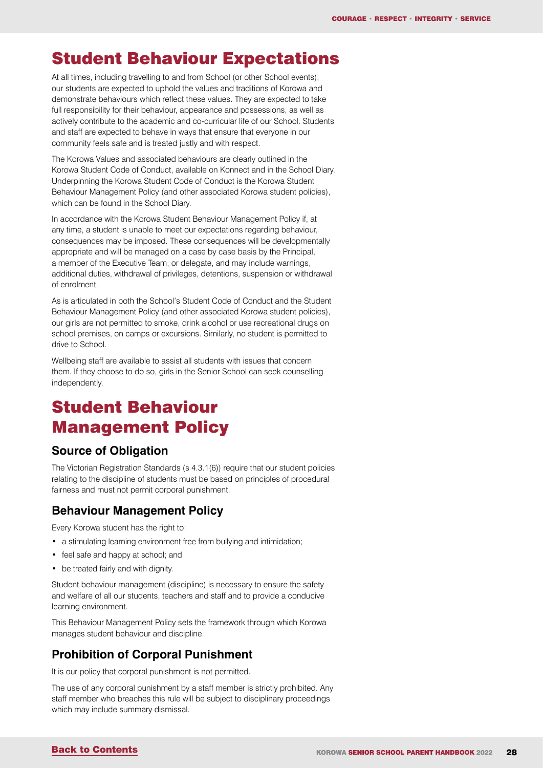# Student Behaviour Expectations

At all times, including travelling to and from School (or other School events), our students are expected to uphold the values and traditions of Korowa and demonstrate behaviours which reflect these values. They are expected to take full responsibility for their behaviour, appearance and possessions, as well as actively contribute to the academic and co-curricular life of our School. Students and staff are expected to behave in ways that ensure that everyone in our community feels safe and is treated justly and with respect.

The Korowa Values and associated behaviours are clearly outlined in the Korowa Student Code of Conduct, available on Konnect and in the School Diary. Underpinning the Korowa Student Code of Conduct is the Korowa Student Behaviour Management Policy (and other associated Korowa student policies), which can be found in the School Diary.

In accordance with the Korowa Student Behaviour Management Policy if, at any time, a student is unable to meet our expectations regarding behaviour, consequences may be imposed. These consequences will be developmentally appropriate and will be managed on a case by case basis by the Principal, a member of the Executive Team, or delegate, and may include warnings, additional duties, withdrawal of privileges, detentions, suspension or withdrawal of enrolment.

As is articulated in both the School's Student Code of Conduct and the Student Behaviour Management Policy (and other associated Korowa student policies), our girls are not permitted to smoke, drink alcohol or use recreational drugs on school premises, on camps or excursions. Similarly, no student is permitted to drive to School.

Wellbeing staff are available to assist all students with issues that concern them. If they choose to do so, girls in the Senior School can seek counselling independently.

# Student Behaviour Management Policy

## Source of Obligation

The Victorian Registration Standards (s 4.3.1(6)) require that our student policies relating to the discipline of students must be based on principles of procedural fairness and must not permit corporal punishment.

## Behaviour Management Policy

Every Korowa student has the right to:

- a stimulating learning environment free from bullying and intimidation;
- feel safe and happy at school; and
- be treated fairly and with dignity.

Student behaviour management (discipline) is necessary to ensure the safety and welfare of all our students, teachers and staff and to provide a conducive learning environment.

This Behaviour Management Policy sets the framework through which Korowa manages student behaviour and discipline.

## Prohibition of Corporal Punishment

It is our policy that corporal punishment is not permitted.

The use of any corporal punishment by a staff member is strictly prohibited. Any staff member who breaches this rule will be subject to disciplinary proceedings which may include summary dismissal.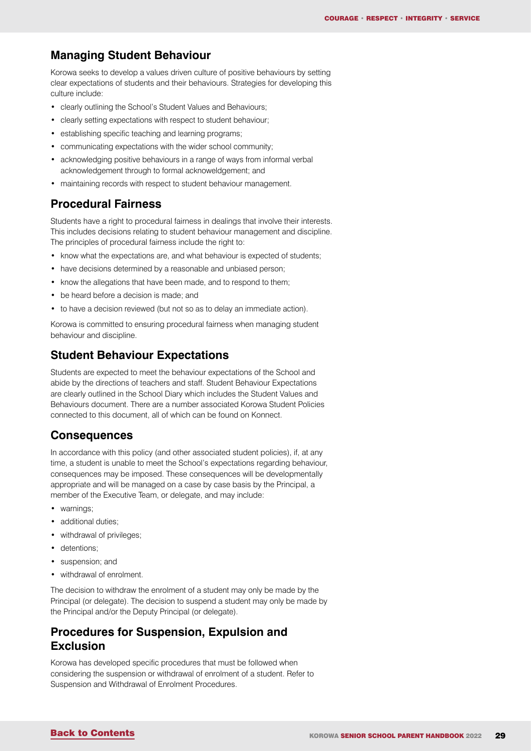## Managing Student Behaviour

Korowa seeks to develop a values driven culture of positive behaviours by setting clear expectations of students and their behaviours. Strategies for developing this culture include:

- clearly outlining the School's Student Values and Behaviours;
- clearly setting expectations with respect to student behaviour;
- establishing specific teaching and learning programs;
- communicating expectations with the wider school community;
- acknowledging positive behaviours in a range of ways from informal verbal acknowledgement through to formal acknoweldgement; and
- maintaining records with respect to student behaviour management.

## Procedural Fairness

Students have a right to procedural fairness in dealings that involve their interests. This includes decisions relating to student behaviour management and discipline. The principles of procedural fairness include the right to:

- know what the expectations are, and what behaviour is expected of students;
- have decisions determined by a reasonable and unbiased person;
- know the allegations that have been made, and to respond to them;
- be heard before a decision is made; and
- to have a decision reviewed (but not so as to delay an immediate action).

Korowa is committed to ensuring procedural fairness when managing student behaviour and discipline.

## Student Behaviour Expectations

Students are expected to meet the behaviour expectations of the School and abide by the directions of teachers and staff. Student Behaviour Expectations are clearly outlined in the School Diary which includes the Student Values and Behaviours document. There are a number associated Korowa Student Policies connected to this document, all of which can be found on Konnect.

## Consequences

In accordance with this policy (and other associated student policies), if, at any time, a student is unable to meet the School's expectations regarding behaviour, consequences may be imposed. These consequences will be developmentally appropriate and will be managed on a case by case basis by the Principal, a member of the Executive Team, or delegate, and may include:

- warnings;
- additional duties;
- withdrawal of privileges;
- detentions;
- suspension; and
- withdrawal of enrolment.

The decision to withdraw the enrolment of a student may only be made by the Principal (or delegate). The decision to suspend a student may only be made by the Principal and/or the Deputy Principal (or delegate).

## Procedures for Suspension, Expulsion and Exclusion

Korowa has developed specific procedures that must be followed when considering the suspension or withdrawal of enrolment of a student. Refer to Suspension and Withdrawal of Enrolment Procedures.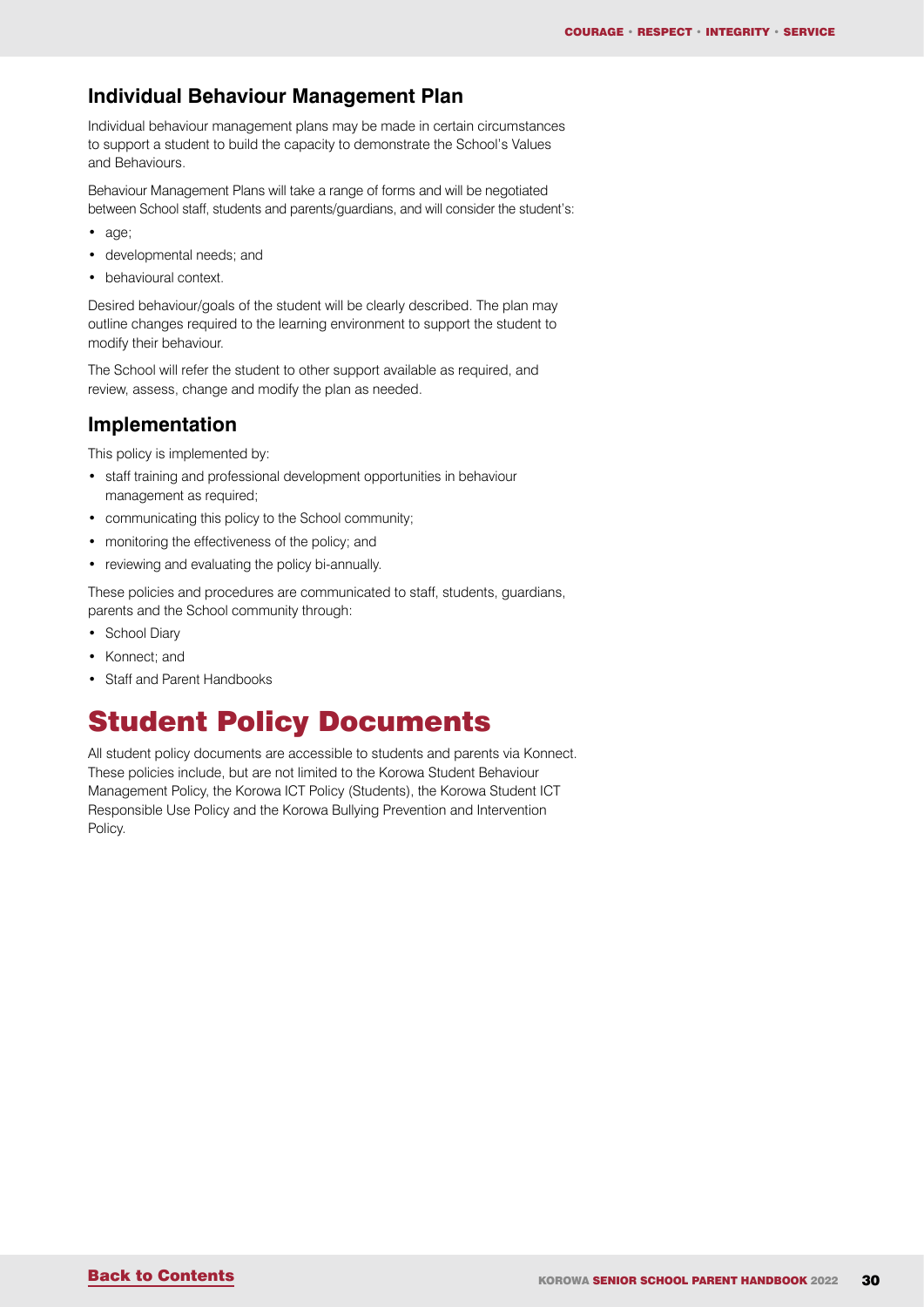### Individual Behaviour Management Plan

Individual behaviour management plans may be made in certain circumstances to support a student to build the capacity to demonstrate the School's Values and Behaviours.

Behaviour Management Plans will take a range of forms and will be negotiated between School staff, students and parents/guardians, and will consider the student's:

- age;
- developmental needs; and
- behavioural context.

Desired behaviour/goals of the student will be clearly described. The plan may outline changes required to the learning environment to support the student to modify their behaviour.

The School will refer the student to other support available as required, and review, assess, change and modify the plan as needed.

### Implementation

This policy is implemented by:

- staff training and professional development opportunities in behaviour management as required;
- communicating this policy to the School community;
- monitoring the effectiveness of the policy; and
- reviewing and evaluating the policy bi-annually.

These policies and procedures are communicated to staff, students, guardians, parents and the School community through:

- School Diary
- Konnect; and
- Staff and Parent Handbooks

# Student Policy Documents

All student policy documents are accessible to students and parents via Konnect. These policies include, but are not limited to the Korowa Student Behaviour Management Policy, the Korowa ICT Policy (Students), the Korowa Student ICT Responsible Use Policy and the Korowa Bullying Prevention and Intervention Policy.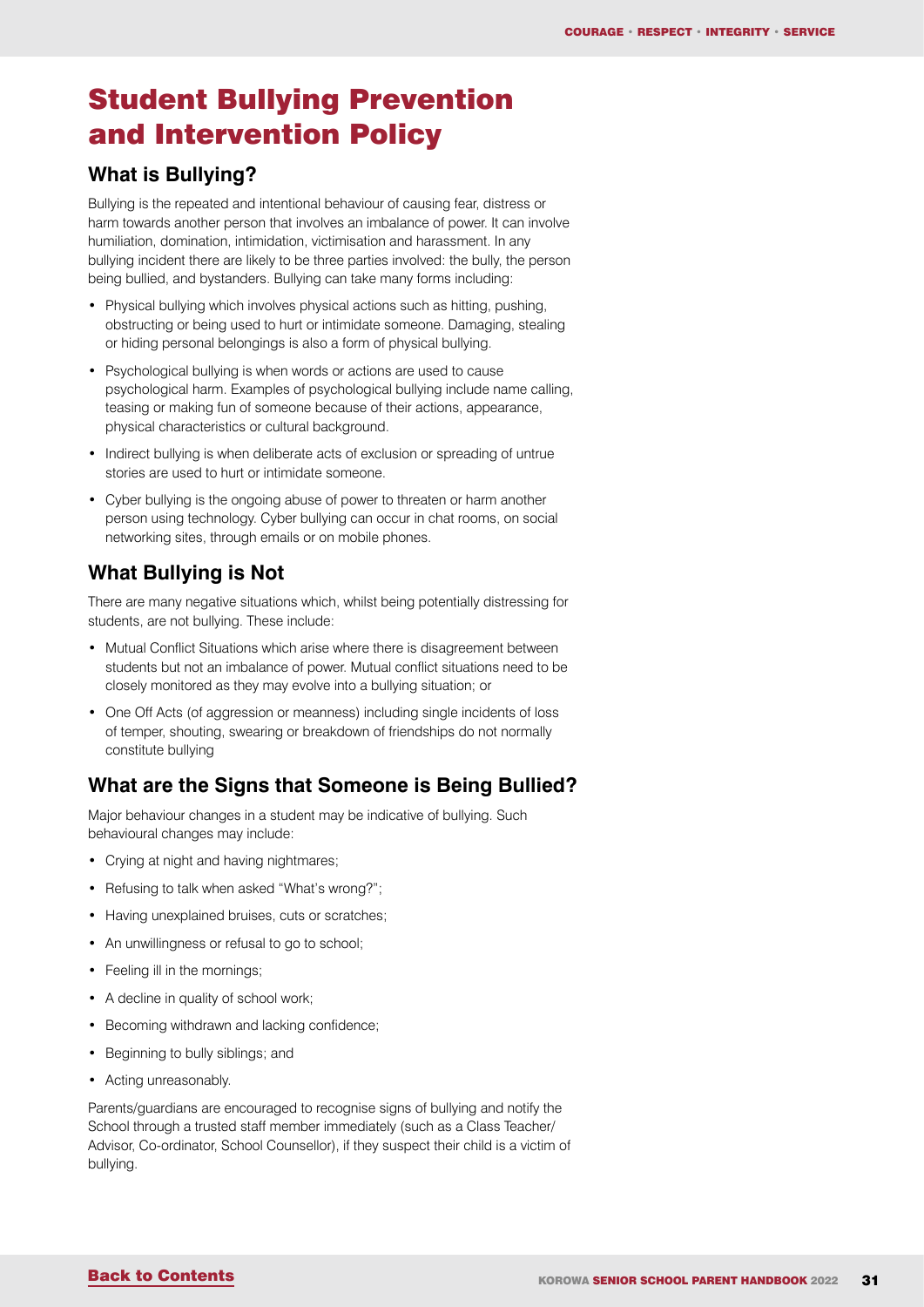# Student Bullying Prevention and Intervention Policy

## What is Bullying?

Bullying is the repeated and intentional behaviour of causing fear, distress or harm towards another person that involves an imbalance of power. It can involve humiliation, domination, intimidation, victimisation and harassment. In any bullying incident there are likely to be three parties involved: the bully, the person being bullied, and bystanders. Bullying can take many forms including:

- Physical bullying which involves physical actions such as hitting, pushing, obstructing or being used to hurt or intimidate someone. Damaging, stealing or hiding personal belongings is also a form of physical bullying.
- Psychological bullying is when words or actions are used to cause psychological harm. Examples of psychological bullying include name calling, teasing or making fun of someone because of their actions, appearance, physical characteristics or cultural background.
- Indirect bullying is when deliberate acts of exclusion or spreading of untrue stories are used to hurt or intimidate someone.
- Cyber bullying is the ongoing abuse of power to threaten or harm another person using technology. Cyber bullying can occur in chat rooms, on social networking sites, through emails or on mobile phones.

## What Bullying is Not

There are many negative situations which, whilst being potentially distressing for students, are not bullying. These include:

- Mutual Conflict Situations which arise where there is disagreement between students but not an imbalance of power. Mutual conflict situations need to be closely monitored as they may evolve into a bullying situation; or
- One Off Acts (of aggression or meanness) including single incidents of loss of temper, shouting, swearing or breakdown of friendships do not normally constitute bullying

## What are the Signs that Someone is Being Bullied?

Major behaviour changes in a student may be indicative of bullying. Such behavioural changes may include:

- Crying at night and having nightmares;
- Refusing to talk when asked "What's wrong?";
- Having unexplained bruises, cuts or scratches;
- An unwillingness or refusal to go to school;
- Feeling ill in the mornings;
- A decline in quality of school work;
- Becoming withdrawn and lacking confidence;
- Beginning to bully siblings; and
- Acting unreasonably.

Parents/guardians are encouraged to recognise signs of bullying and notify the School through a trusted staff member immediately (such as a Class Teacher/Advisor, Co-ordinator, School Counsellor), if they suspect their child is a victim of bullying.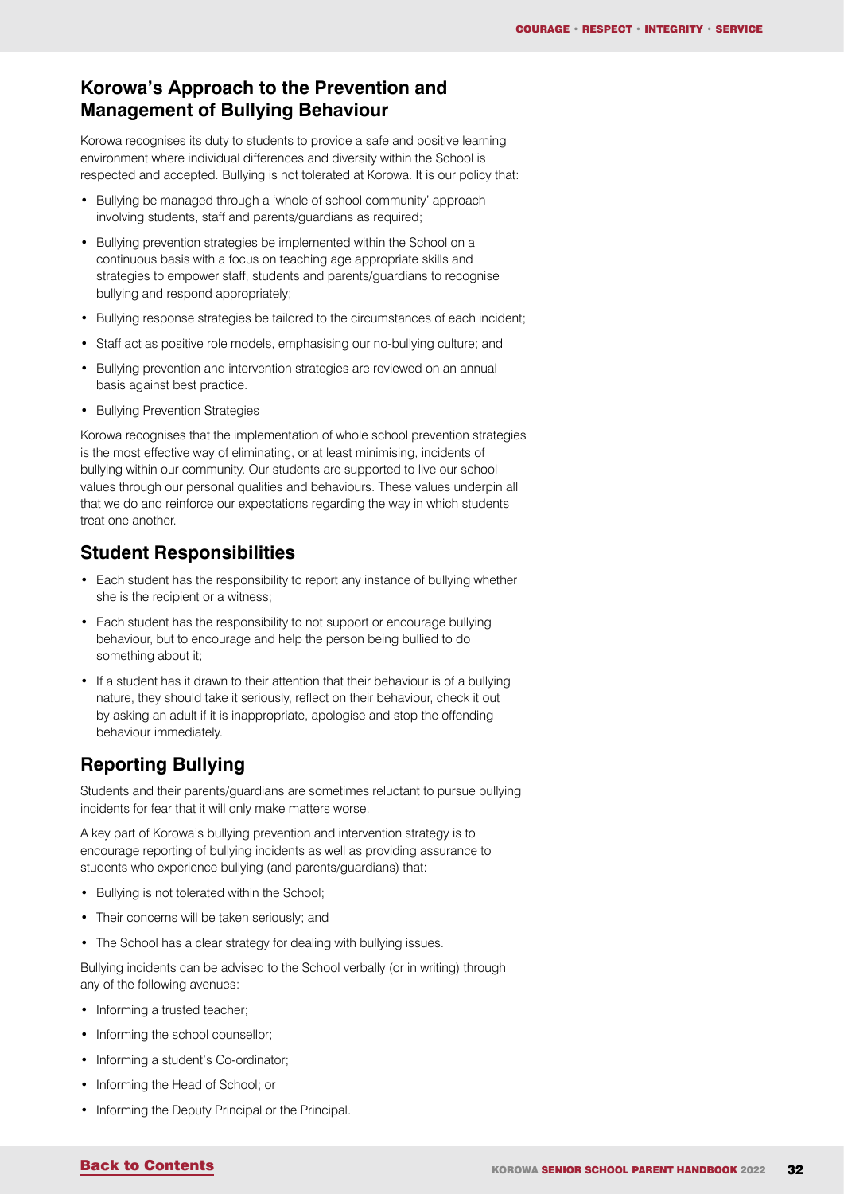## Korowa's Approach to the Prevention and Management of Bullying Behaviour

Korowa recognises its duty to students to provide a safe and positive learning environment where individual differences and diversity within the School is respected and accepted. Bullying is not tolerated at Korowa. It is our policy that:

- Bullying be managed through a 'whole of school community' approach involving students, staff and parents/guardians as required;
- Bullying prevention strategies be implemented within the School on a continuous basis with a focus on teaching age appropriate skills and strategies to empower staff, students and parents/guardians to recognise bullying and respond appropriately;
- Bullying response strategies be tailored to the circumstances of each incident;
- Staff act as positive role models, emphasising our no-bullying culture; and
- Bullying prevention and intervention strategies are reviewed on an annual basis against best practice.
- Bullying Prevention Strategies

Korowa recognises that the implementation of whole school prevention strategies is the most effective way of eliminating, or at least minimising, incidents of bullying within our community. Our students are supported to live our school values through our personal qualities and behaviours. These values underpin all that we do and reinforce our expectations regarding the way in which students treat one another.

## Student Responsibilities

- Each student has the responsibility to report any instance of bullying whether she is the recipient or a witness;
- Each student has the responsibility to not support or encourage bullying behaviour, but to encourage and help the person being bullied to do something about it;
- If a student has it drawn to their attention that their behaviour is of a bullying nature, they should take it seriously, reflect on their behaviour, check it out by asking an adult if it is inappropriate, apologise and stop the offending behaviour immediately.

## Reporting Bullying

Students and their parents/guardians are sometimes reluctant to pursue bullying incidents for fear that it will only make matters worse.

A key part of Korowa's bullying prevention and intervention strategy is to encourage reporting of bullying incidents as well as providing assurance to students who experience bullying (and parents/guardians) that:

- Bullying is not tolerated within the School;
- Their concerns will be taken seriously; and
- The School has a clear strategy for dealing with bullying issues.

Bullying incidents can be advised to the School verbally (or in writing) through any of the following avenues:

- Informing a trusted teacher;
- Informing the school counsellor;
- Informing a student's Co-ordinator;
- Informing the Head of School; or
- Informing the Deputy Principal or the Principal.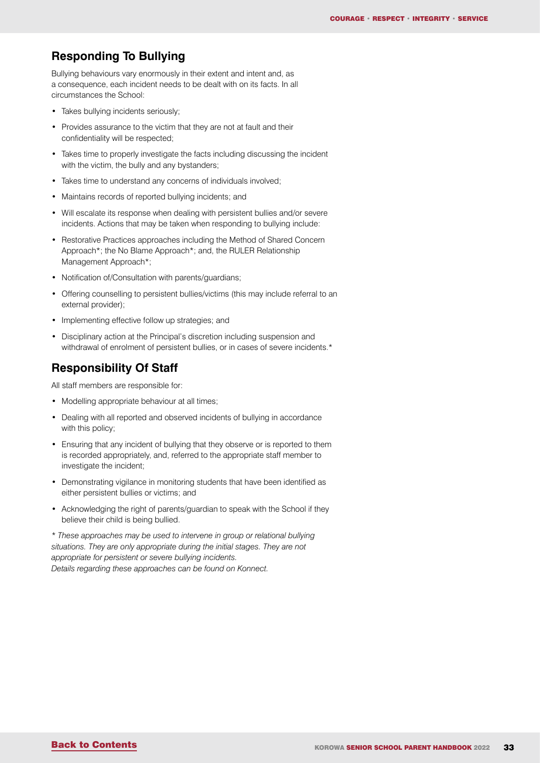## Responding To Bullying

Bullying behaviours vary enormously in their extent and intent and, as a consequence, each incident needs to be dealt with on its facts. In all circumstances the School:

- Takes bullying incidents seriously;
- Provides assurance to the victim that they are not at fault and their confidentiality will be respected;
- Takes time to properly investigate the facts including discussing the incident with the victim, the bully and any bystanders;
- Takes time to understand any concerns of individuals involved;
- Maintains records of reported bullying incidents; and
- Will escalate its response when dealing with persistent bullies and/or severe incidents. Actions that may be taken when responding to bullying include:
- Restorative Practices approaches including the Method of Shared Concern Approach*; the No Blame Approach*; and, the RULER Relationship Management Approach*;
- Notification of/Consultation with parents/guardians;
- Offering counselling to persistent bullies/victims (this may include referral to an external provider);
- Implementing effective follow up strategies; and
- Disciplinary action at the Principal's discretion including suspension and withdrawal of enrolment of persistent bullies, or in cases of severe incidents.*

## Responsibility Of Staff

All staff members are responsible for:

- Modelling appropriate behaviour at all times;
- Dealing with all reported and observed incidents of bullying in accordance with this policy;
- Ensuring that any incident of bullying that they observe or is reported to them is recorded appropriately, and, referred to the appropriate staff member to investigate the incident;
- Demonstrating vigilance in monitoring students that have been identified as either persistent bullies or victims; and
- Acknowledging the right of parents/guardian to speak with the School if they believe their child is being bullied.

*\* These approaches may be used to intervene in group or relational bullying situations. They are only appropriate during the initial stages. They are not appropriate for persistent or severe bullying incidents.*
*Details regarding these approaches can be found on Konnect.*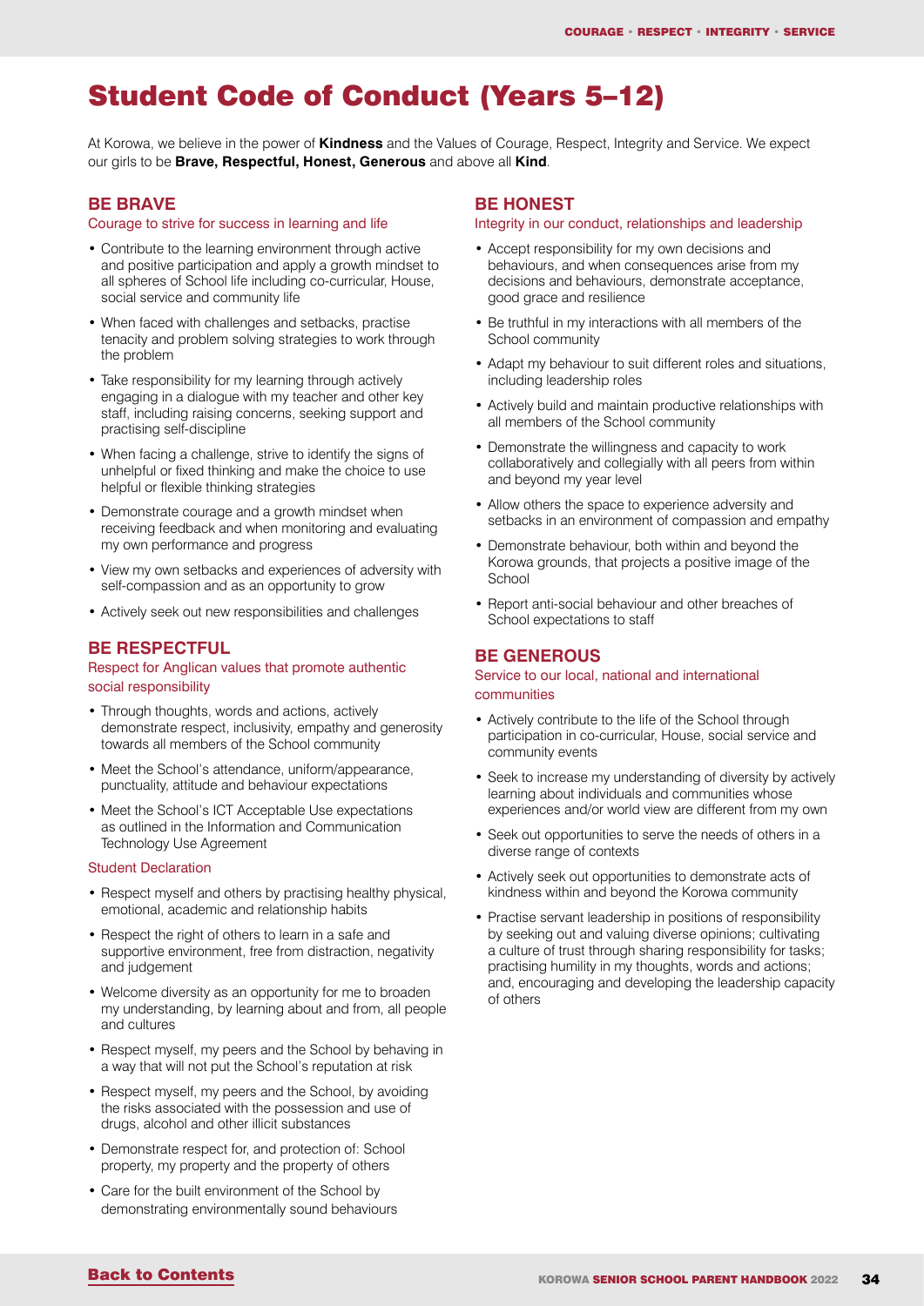# Student Code of Conduct (Years 5–12)

At Korowa, we believe in the power of **Kindness** and the Values of Courage, Respect, Integrity and Service. We expect our girls to be **Brave, Respectful, Honest, Generous** and above all **Kind**.

## BE BRAVE

Courage to strive for success in learning and life

- Contribute to the learning environment through active and positive participation and apply a growth mindset to all spheres of School life including co-curricular, House, social service and community life
- When faced with challenges and setbacks, practise tenacity and problem solving strategies to work through the problem
- Take responsibility for my learning through actively engaging in a dialogue with my teacher and other key staff, including raising concerns, seeking support and practising self-discipline
- When facing a challenge, strive to identify the signs of unhelpful or fixed thinking and make the choice to use helpful or flexible thinking strategies
- Demonstrate courage and a growth mindset when receiving feedback and when monitoring and evaluating my own performance and progress
- View my own setbacks and experiences of adversity with self-compassion and as an opportunity to grow
- Actively seek out new responsibilities and challenges

## BE RESPECTFUL

Respect for Anglican values that promote authentic social responsibility

- Through thoughts, words and actions, actively demonstrate respect, inclusivity, empathy and generosity towards all members of the School community
- Meet the School's attendance, uniform/appearance, punctuality, attitude and behaviour expectations
- Meet the School's ICT Acceptable Use expectations as outlined in the Information and Communication Technology Use Agreement

Student Declaration

- Respect myself and others by practising healthy physical, emotional, academic and relationship habits
- Respect the right of others to learn in a safe and supportive environment, free from distraction, negativity and judgement
- Welcome diversity as an opportunity for me to broaden my understanding, by learning about and from, all people and cultures
- Respect myself, my peers and the School by behaving in a way that will not put the School's reputation at risk
- Respect myself, my peers and the School, by avoiding the risks associated with the possession and use of drugs, alcohol and other illicit substances
- Demonstrate respect for, and protection of: School property, my property and the property of others
- Care for the built environment of the School by demonstrating environmentally sound behaviours

## BE HONEST

Integrity in our conduct, relationships and leadership

- Accept responsibility for my own decisions and behaviours, and when consequences arise from my decisions and behaviours, demonstrate acceptance, good grace and resilience
- Be truthful in my interactions with all members of the School community
- Adapt my behaviour to suit different roles and situations, including leadership roles
- Actively build and maintain productive relationships with all members of the School community
- Demonstrate the willingness and capacity to work collaboratively and collegially with all peers from within and beyond my year level
- Allow others the space to experience adversity and setbacks in an environment of compassion and empathy
- Demonstrate behaviour, both within and beyond the Korowa grounds, that projects a positive image of the School
- Report anti-social behaviour and other breaches of School expectations to staff

## BE GENEROUS

Service to our local, national and international communities

- Actively contribute to the life of the School through participation in co-curricular, House, social service and community events
- Seek to increase my understanding of diversity by actively learning about individuals and communities whose experiences and/or world view are different from my own
- Seek out opportunities to serve the needs of others in a diverse range of contexts
- Actively seek out opportunities to demonstrate acts of kindness within and beyond the Korowa community
- Practise servant leadership in positions of responsibility by seeking out and valuing diverse opinions; cultivating a culture of trust through sharing responsibility for tasks; practising humility in my thoughts, words and actions; and, encouraging and developing the leadership capacity of others

Back to Contents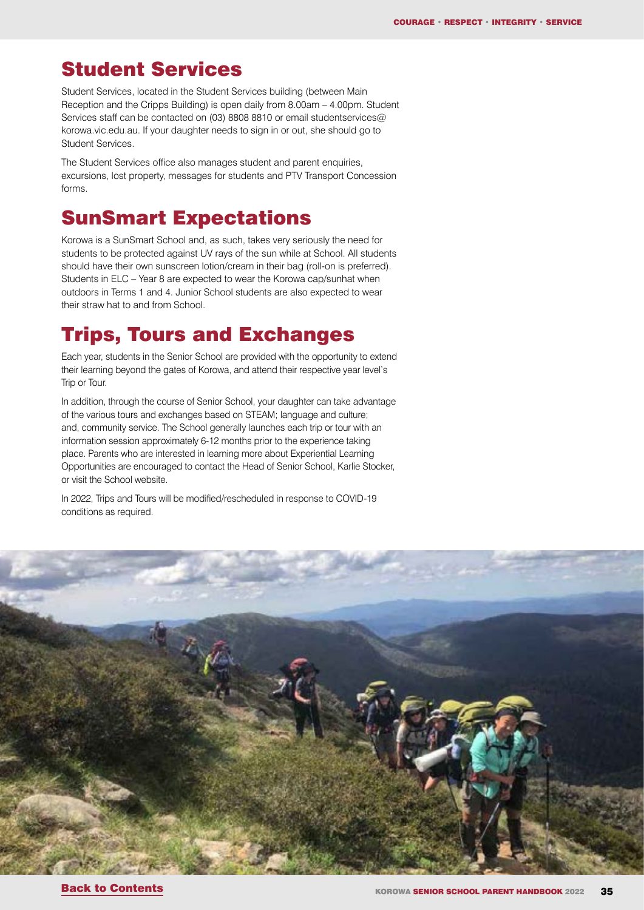## Student Services

Student Services, located in the Student Services building (between Main Reception and the Cripps Building) is open daily from 8.00am – 4.00pm. Student Services staff can be contacted on (03) 8808 8810 or email studentservices@korowa.vic.edu.au. If your daughter needs to sign in or out, she should go to Student Services.

The Student Services office also manages student and parent enquiries, excursions, lost property, messages for students and PTV Transport Concession forms.

## SunSmart Expectations

Korowa is a SunSmart School and, as such, takes very seriously the need for students to be protected against UV rays of the sun while at School. All students should have their own sunscreen lotion/cream in their bag (roll-on is preferred). Students in ELC – Year 8 are expected to wear the Korowa cap/sunhat when outdoors in Terms 1 and 4. Junior School students are also expected to wear their straw hat to and from School.

## Trips, Tours and Exchanges

Each year, students in the Senior School are provided with the opportunity to extend their learning beyond the gates of Korowa, and attend their respective year level's Trip or Tour.

In addition, through the course of Senior School, your daughter can take advantage of the various tours and exchanges based on STEAM; language and culture; and, community service. The School generally launches each trip or tour with an information session approximately 6-12 months prior to the experience taking place. Parents who are interested in learning more about Experiential Learning Opportunities are encouraged to contact the Head of Senior School, Karlie Stocker, or visit the School website.

In 2022, Trips and Tours will be modified/rescheduled in response to COVID-19 conditions as required.

Back to Contents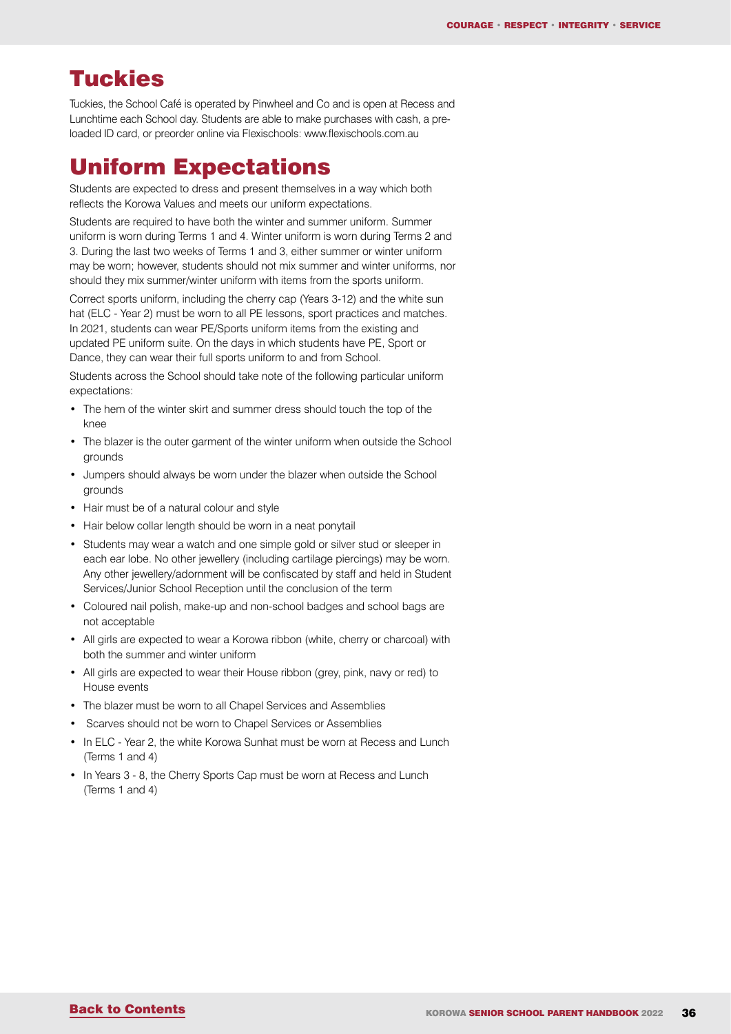## Tuckies

Tuckies, the School Café is operated by Pinwheel and Co and is open at Recess and Lunchtime each School day. Students are able to make purchases with cash, a pre-loaded ID card, or preorder online via Flexischools: www.flexischools.com.au

## Uniform Expectations

Students are expected to dress and present themselves in a way which both reflects the Korowa Values and meets our uniform expectations.

Students are required to have both the winter and summer uniform. Summer uniform is worn during Terms 1 and 4. Winter uniform is worn during Terms 2 and 3. During the last two weeks of Terms 1 and 3, either summer or winter uniform may be worn; however, students should not mix summer and winter uniforms, nor should they mix summer/winter uniform with items from the sports uniform.

Correct sports uniform, including the cherry cap (Years 3-12) and the white sun hat (ELC - Year 2) must be worn to all PE lessons, sport practices and matches. In 2021, students can wear PE/Sports uniform items from the existing and updated PE uniform suite. On the days in which students have PE, Sport or Dance, they can wear their full sports uniform to and from School.

Students across the School should take note of the following particular uniform expectations:

- The hem of the winter skirt and summer dress should touch the top of the knee
- The blazer is the outer garment of the winter uniform when outside the School grounds
- Jumpers should always be worn under the blazer when outside the School grounds
- Hair must be of a natural colour and style
- Hair below collar length should be worn in a neat ponytail
- Students may wear a watch and one simple gold or silver stud or sleeper in each ear lobe. No other jewellery (including cartilage piercings) may be worn. Any other jewellery/adornment will be confiscated by staff and held in Student Services/Junior School Reception until the conclusion of the term
- Coloured nail polish, make-up and non-school badges and school bags are not acceptable
- All girls are expected to wear a Korowa ribbon (white, cherry or charcoal) with both the summer and winter uniform
- All girls are expected to wear their House ribbon (grey, pink, navy or red) to House events
- The blazer must be worn to all Chapel Services and Assemblies
- Scarves should not be worn to Chapel Services or Assemblies
- In ELC - Year 2, the white Korowa Sunhat must be worn at Recess and Lunch (Terms 1 and 4)
- In Years 3 - 8, the Cherry Sports Cap must be worn at Recess and Lunch (Terms 1 and 4)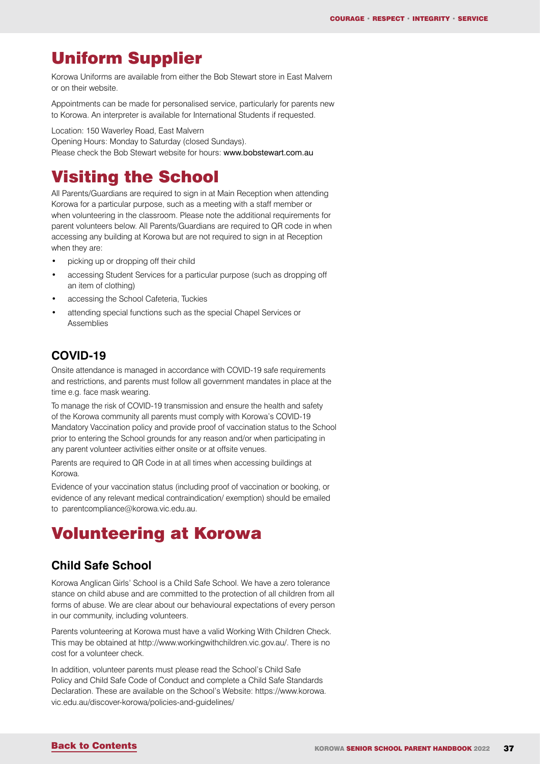# Uniform Supplier

Korowa Uniforms are available from either the Bob Stewart store in East Malvern or on their website.

Appointments can be made for personalised service, particularly for parents new to Korowa. An interpreter is available for International Students if requested.

Location: 150 Waverley Road, East Malvern
Opening Hours: Monday to Saturday (closed Sundays).
Please check the Bob Stewart website for hours: www.bobstewart.com.au

# Visiting the School

All Parents/Guardians are required to sign in at Main Reception when attending Korowa for a particular purpose, such as a meeting with a staff member or when volunteering in the classroom. Please note the additional requirements for parent volunteers below. All Parents/Guardians are required to QR code in when accessing any building at Korowa but are not required to sign in at Reception when they are:

- picking up or dropping off their child
- accessing Student Services for a particular purpose (such as dropping off an item of clothing)
- accessing the School Cafeteria, Tuckies
- attending special functions such as the special Chapel Services or Assemblies

## COVID-19

Onsite attendance is managed in accordance with COVID-19 safe requirements and restrictions, and parents must follow all government mandates in place at the time e.g. face mask wearing.

To manage the risk of COVID-19 transmission and ensure the health and safety of the Korowa community all parents must comply with Korowa's COVID-19 Mandatory Vaccination policy and provide proof of vaccination status to the School prior to entering the School grounds for any reason and/or when participating in any parent volunteer activities either onsite or at offsite venues.

Parents are required to QR Code in at all times when accessing buildings at Korowa.

Evidence of your vaccination status (including proof of vaccination or booking, or evidence of any relevant medical contraindication/ exemption) should be emailed to parentcompliance@korowa.vic.edu.au.

# Volunteering at Korowa

## Child Safe School

Korowa Anglican Girls' School is a Child Safe School. We have a zero tolerance stance on child abuse and are committed to the protection of all children from all forms of abuse. We are clear about our behavioural expectations of every person in our community, including volunteers.

Parents volunteering at Korowa must have a valid Working With Children Check. This may be obtained at http://www.workingwithchildren.vic.gov.au/. There is no cost for a volunteer check.

In addition, volunteer parents must please read the School's Child Safe Policy and Child Safe Code of Conduct and complete a Child Safe Standards Declaration. These are available on the School's Website: https://www.korowa.vic.edu.au/discover-korowa/policies-and-guidelines/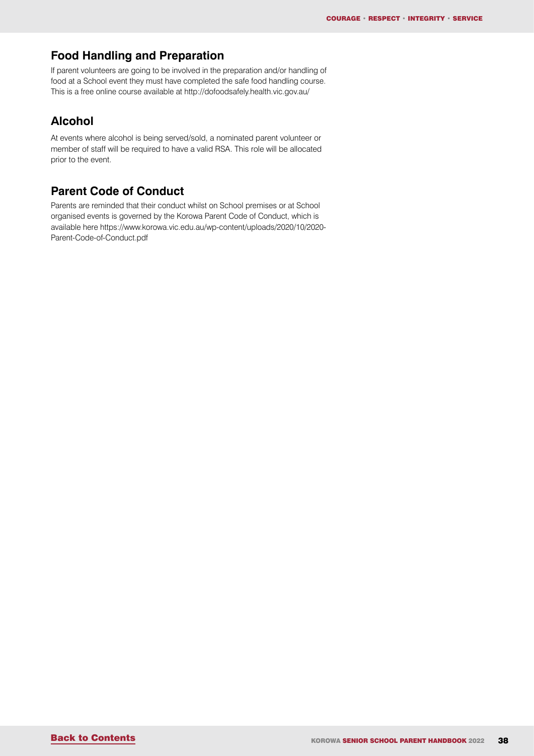## Food Handling and Preparation

If parent volunteers are going to be involved in the preparation and/or handling of food at a School event they must have completed the safe food handling course. This is a free online course available at http://dofoodsafely.health.vic.gov.au/

## Alcohol

At events where alcohol is being served/sold, a nominated parent volunteer or member of staff will be required to have a valid RSA. This role will be allocated prior to the event.

## Parent Code of Conduct

Parents are reminded that their conduct whilst on School premises or at School organised events is governed by the Korowa Parent Code of Conduct, which is available here https://www.korowa.vic.edu.au/wp-content/uploads/2020/10/2020-Parent-Code-of-Conduct.pdf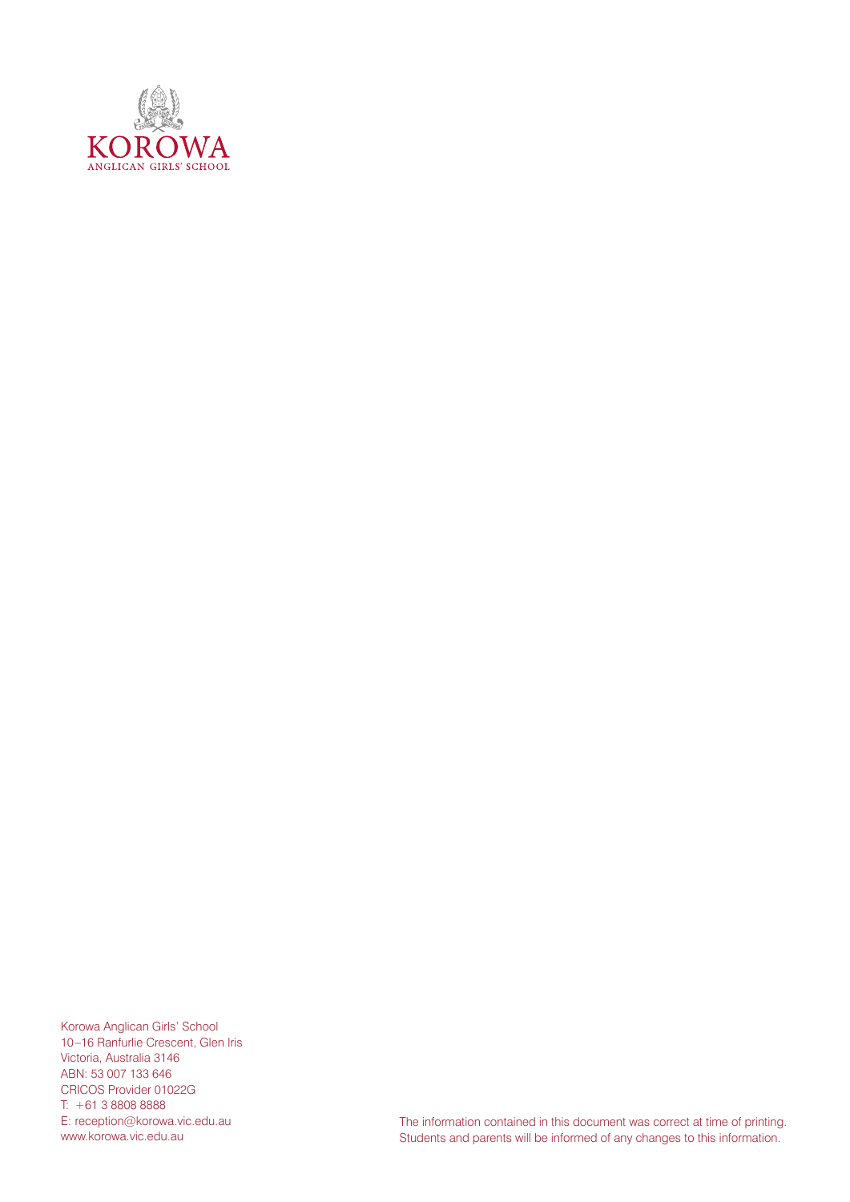KOROWA

ANGLICAN GIRLS' SCHOOL

Korowa Anglican Girls' School
10–16 Ranfurlie Crescent, Glen Iris
Victoria, Australia 3146
ABN: 53 007 133 646
CRICOS Provider 01022G
T: +61 3 8808 8888
E: reception@korowa.vic.edu.au
www.korowa.vic.edu.au

The information contained in this document was correct at time of printing.
Students and parents will be informed of any changes to this information.